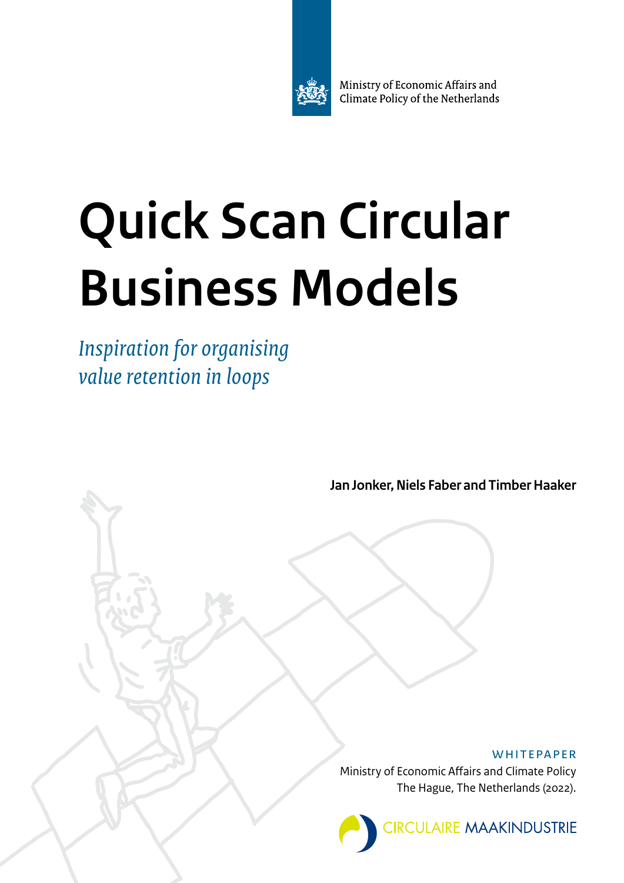Ministry of Economic Affairs and Climate Policy of the Netherlands

# Quick Scan Circular Business Models

*Inspiration for organising value retention in loops*

**Jan Jonker, Niels Faber and Timber Haaker**

WHITEPAPER
Ministry of Economic Affairs and Climate Policy
The Hague, The Netherlands (2022).

CIRCULAIRE MAAKINDUSTRIE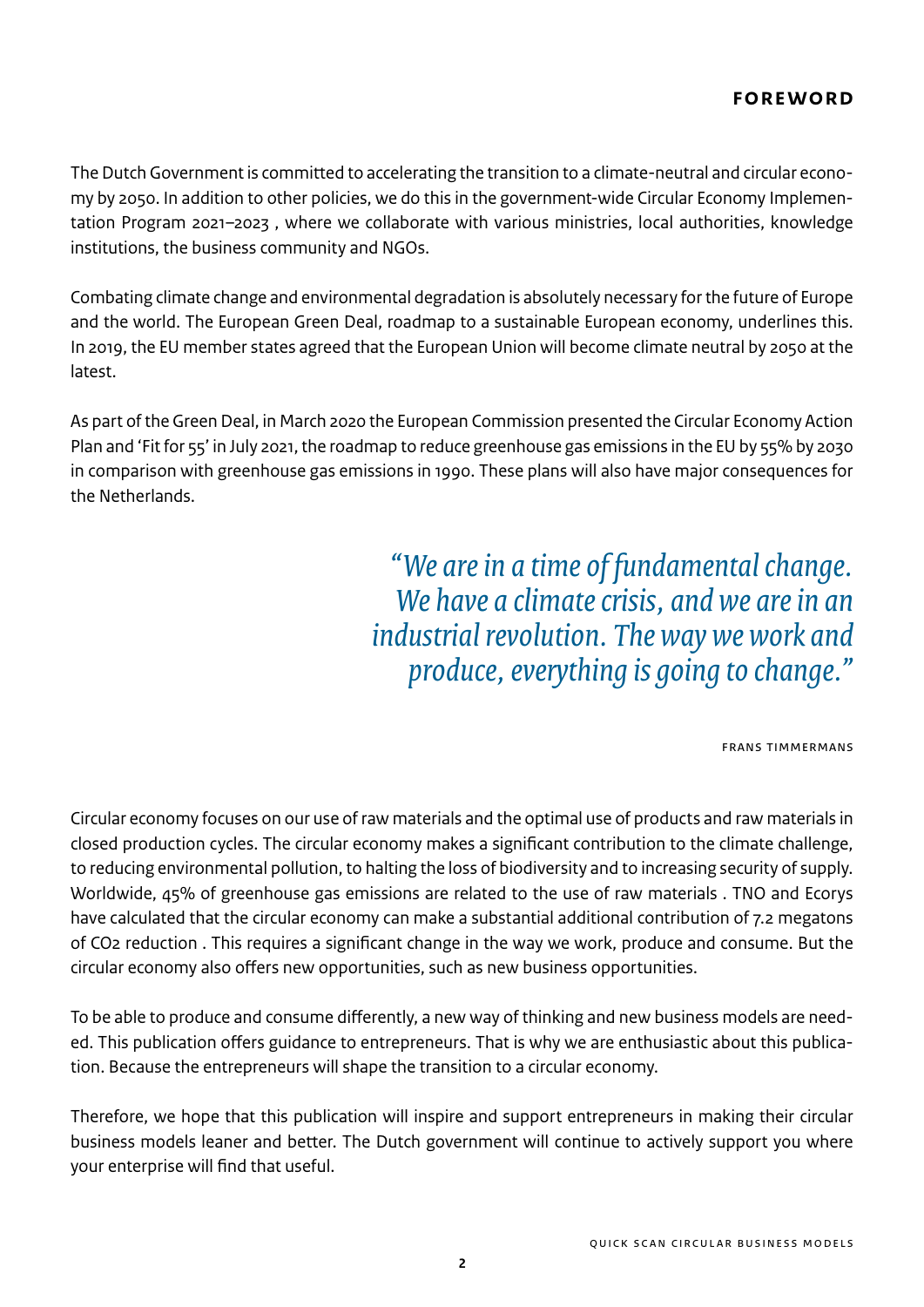# FOREWORD

The Dutch Government is committed to accelerating the transition to a climate-neutral and circular economy by 2050. In addition to other policies, we do this in the government-wide Circular Economy Implementation Program 2021–2023 , where we collaborate with various ministries, local authorities, knowledge institutions, the business community and NGOs.

Combating climate change and environmental degradation is absolutely necessary for the future of Europe and the world. The European Green Deal, roadmap to a sustainable European economy, underlines this. In 2019, the EU member states agreed that the European Union will become climate neutral by 2050 at the latest.

As part of the Green Deal, in March 2020 the European Commission presented the Circular Economy Action Plan and 'Fit for 55' in July 2021, the roadmap to reduce greenhouse gas emissions in the EU by 55% by 2030 in comparison with greenhouse gas emissions in 1990. These plans will also have major consequences for the Netherlands.

> *"We are in a time of fundamental change. We have a climate crisis, and we are in an industrial revolution. The way we work and produce, everything is going to change."*
>
> FRANS TIMMERMANS

Circular economy focuses on our use of raw materials and the optimal use of products and raw materials in closed production cycles. The circular economy makes a significant contribution to the climate challenge, to reducing environmental pollution, to halting the loss of biodiversity and to increasing security of supply. Worldwide, 45% of greenhouse gas emissions are related to the use of raw materials . TNO and Ecorys have calculated that the circular economy can make a substantial additional contribution of 7.2 megatons of $CO_2$ reduction . This requires a significant change in the way we work, produce and consume. But the circular economy also offers new opportunities, such as new business opportunities.

To be able to produce and consume differently, a new way of thinking and new business models are needed. This publication offers guidance to entrepreneurs. That is why we are enthusiastic about this publication. Because the entrepreneurs will shape the transition to a circular economy.

Therefore, we hope that this publication will inspire and support entrepreneurs in making their circular business models leaner and better. The Dutch government will continue to actively support you where your enterprise will find that useful.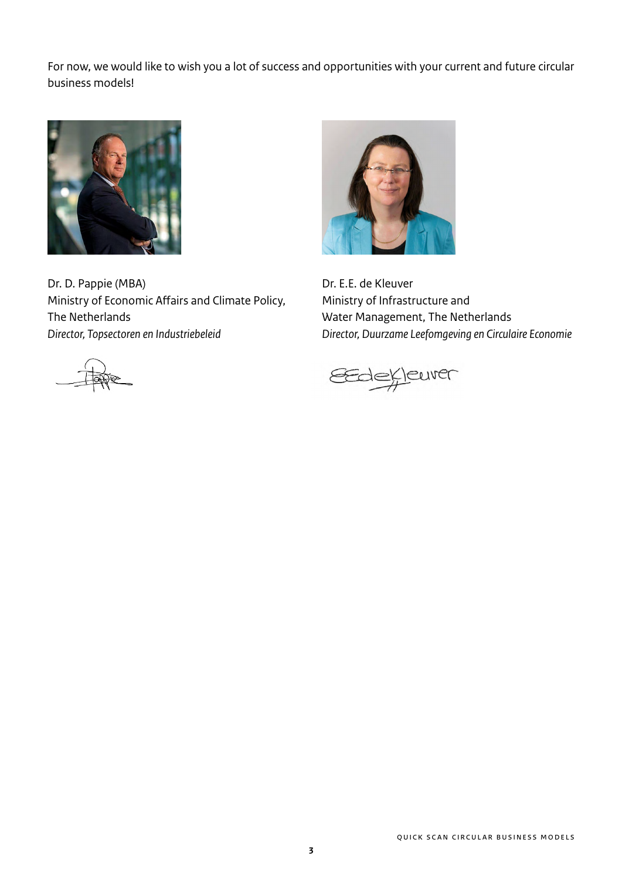For now, we would like to wish you a lot of success and opportunities with your current and future circular business models!

Dr. D. Pappie (MBA)
Ministry of Economic Affairs and Climate Policy, The Netherlands
*Director, Topsectoren en Industriebeleid*

Dr. E.E. de Kleuver
Ministry of Infrastructure and Water Management, The Netherlands
*Director, Duurzame Leefomgeving en Circulaire Economie*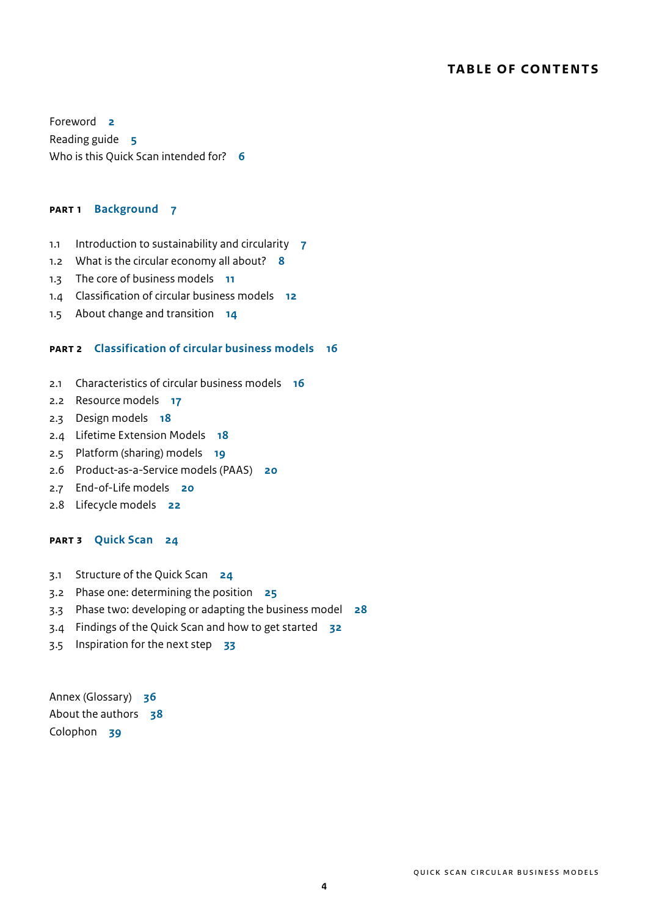# TABLE OF CONTENTS

Foreword **2**
Reading guide **5**
Who is this Quick Scan intended for? **6**

**PART 1** **Background** **7**

1.1 Introduction to sustainability and circularity **7**
1.2 What is the circular economy all about? **8**
1.3 The core of business models **11**
1.4 Classification of circular business models **12**
1.5 About change and transition **14**

**PART 2** **Classification of circular business models** **16**

2.1 Characteristics of circular business models **16**
2.2 Resource models **17**
2.3 Design models **18**
2.4 Lifetime Extension Models **18**
2.5 Platform (sharing) models **19**
2.6 Product-as-a-Service models (PAAS) **20**
2.7 End-of-Life models **20**
2.8 Lifecycle models **22**

**PART 3** **Quick Scan** **24**

3.1 Structure of the Quick Scan **24**
3.2 Phase one: determining the position **25**
3.3 Phase two: developing or adapting the business model **28**
3.4 Findings of the Quick Scan and how to get started **32**
3.5 Inspiration for the next step **33**

Annex (Glossary) **36**
About the authors **38**
Colophon **39**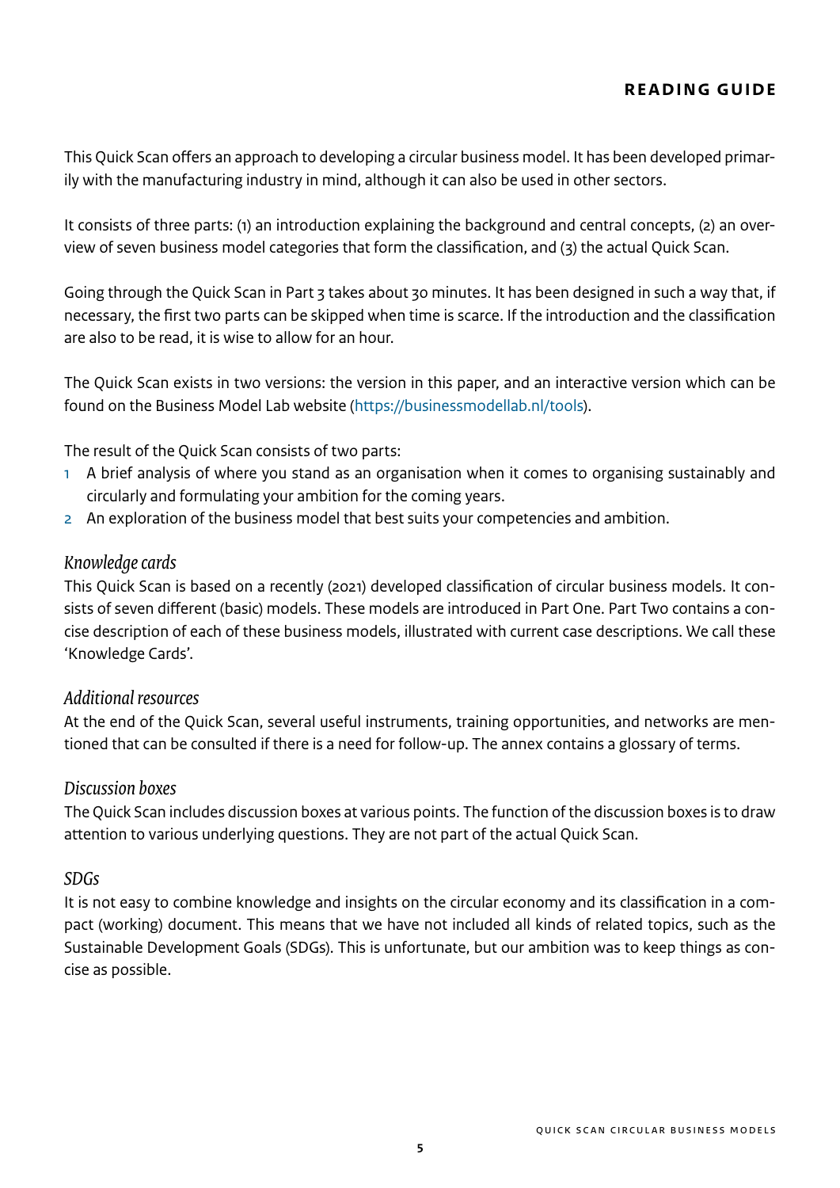# READING GUIDE

This Quick Scan offers an approach to developing a circular business model. It has been developed primarily with the manufacturing industry in mind, although it can also be used in other sectors.

It consists of three parts: (1) an introduction explaining the background and central concepts, (2) an overview of seven business model categories that form the classification, and (3) the actual Quick Scan.

Going through the Quick Scan in Part 3 takes about 30 minutes. It has been designed in such a way that, if necessary, the first two parts can be skipped when time is scarce. If the introduction and the classification are also to be read, it is wise to allow for an hour.

The Quick Scan exists in two versions: the version in this paper, and an interactive version which can be found on the Business Model Lab website (https://businessmodellab.nl/tools).

The result of the Quick Scan consists of two parts:

1. A brief analysis of where you stand as an organisation when it comes to organising sustainably and circularly and formulating your ambition for the coming years.
2. An exploration of the business model that best suits your competencies and ambition.

### *Knowledge cards*

This Quick Scan is based on a recently (2021) developed classification of circular business models. It consists of seven different (basic) models. These models are introduced in Part One. Part Two contains a concise description of each of these business models, illustrated with current case descriptions. We call these 'Knowledge Cards'.

### *Additional resources*

At the end of the Quick Scan, several useful instruments, training opportunities, and networks are mentioned that can be consulted if there is a need for follow-up. The annex contains a glossary of terms.

### *Discussion boxes*

The Quick Scan includes discussion boxes at various points. The function of the discussion boxes is to draw attention to various underlying questions. They are not part of the actual Quick Scan.

### *SDGs*

It is not easy to combine knowledge and insights on the circular economy and its classification in a compact (working) document. This means that we have not included all kinds of related topics, such as the Sustainable Development Goals (SDGs). This is unfortunate, but our ambition was to keep things as concise as possible.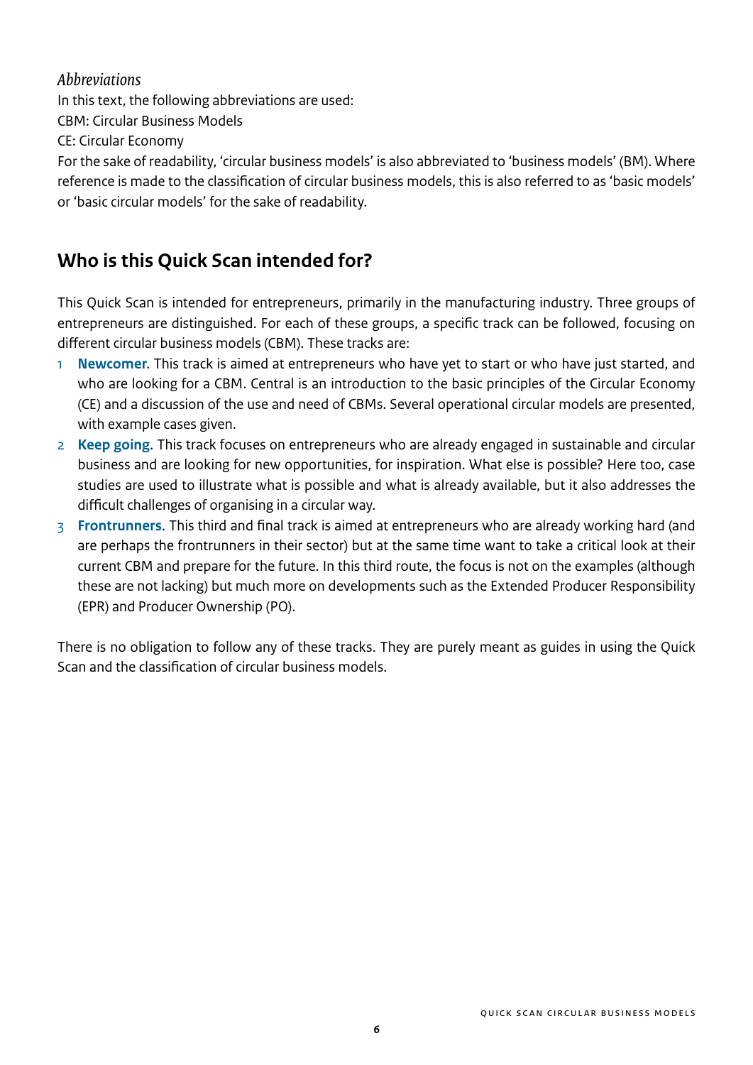*Abbreviations*

In this text, the following abbreviations are used:

CBM: Circular Business Models

CE: Circular Economy

For the sake of readability, 'circular business models' is also abbreviated to 'business models' (BM). Where reference is made to the classification of circular business models, this is also referred to as 'basic models' or 'basic circular models' for the sake of readability.

## Who is this Quick Scan intended for?

This Quick Scan is intended for entrepreneurs, primarily in the manufacturing industry. Three groups of entrepreneurs are distinguished. For each of these groups, a specific track can be followed, focusing on different circular business models (CBM). These tracks are:

1. **Newcomer**. This track is aimed at entrepreneurs who have yet to start or who have just started, and who are looking for a CBM. Central is an introduction to the basic principles of the Circular Economy (CE) and a discussion of the use and need of CBMs. Several operational circular models are presented, with example cases given.
2. **Keep going**. This track focuses on entrepreneurs who are already engaged in sustainable and circular business and are looking for new opportunities, for inspiration. What else is possible? Here too, case studies are used to illustrate what is possible and what is already available, but it also addresses the difficult challenges of organising in a circular way.
3. **Frontrunners**. This third and final track is aimed at entrepreneurs who are already working hard (and are perhaps the frontrunners in their sector) but at the same time want to take a critical look at their current CBM and prepare for the future. In this third route, the focus is not on the examples (although these are not lacking) but much more on developments such as the Extended Producer Responsibility (EPR) and Producer Ownership (PO).

There is no obligation to follow any of these tracks. They are purely meant as guides in using the Quick Scan and the classification of circular business models.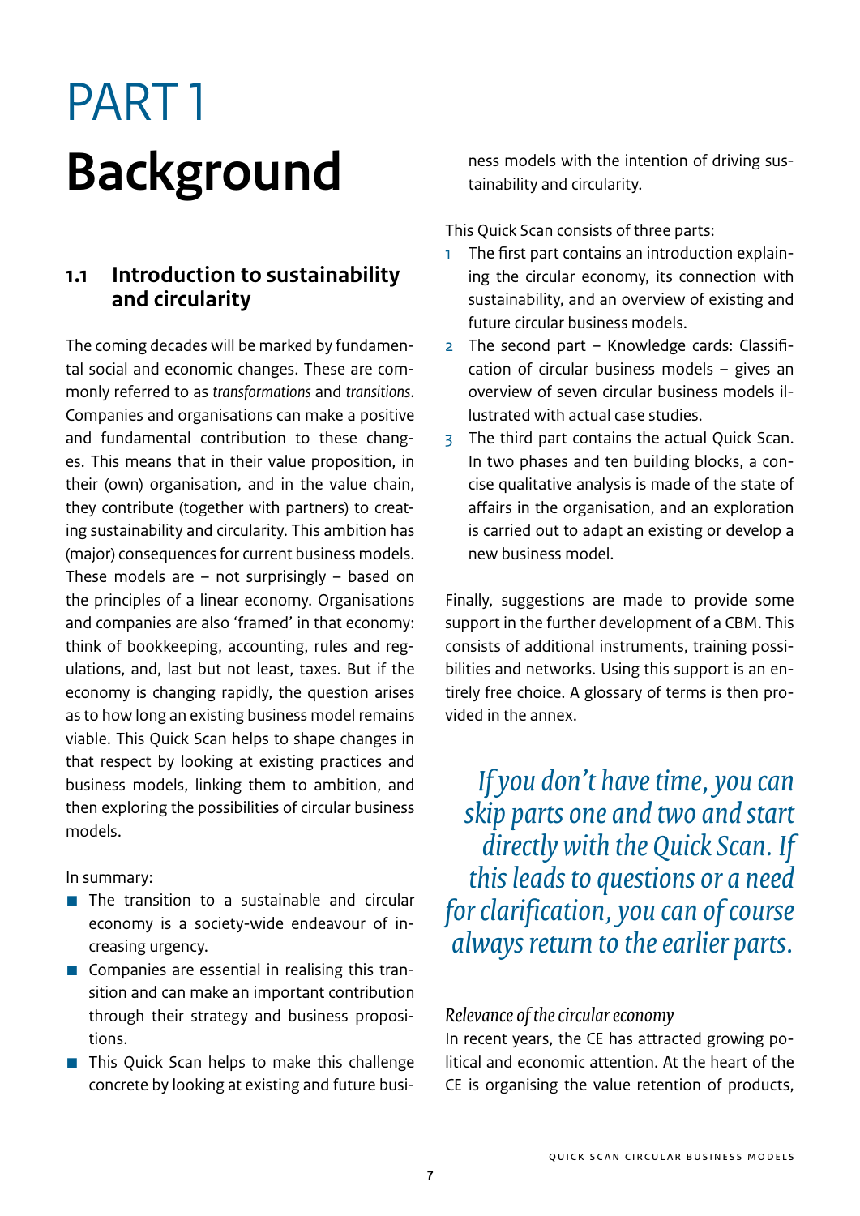# PART 1
# Background

## 1.1 Introduction to sustainability and circularity

The coming decades will be marked by fundamental social and economic changes. These are commonly referred to as *transformations* and *transitions*. Companies and organisations can make a positive and fundamental contribution to these changes. This means that in their value proposition, in their (own) organisation, and in the value chain, they contribute (together with partners) to creating sustainability and circularity. This ambition has (major) consequences for current business models. These models are – not surprisingly – based on the principles of a linear economy. Organisations and companies are also 'framed' in that economy: think of bookkeeping, accounting, rules and regulations, and, last but not least, taxes. But if the economy is changing rapidly, the question arises as to how long an existing business model remains viable. This Quick Scan helps to shape changes in that respect by looking at existing practices and business models, linking them to ambition, and then exploring the possibilities of circular business models.

In summary:

- The transition to a sustainable and circular economy is a society-wide endeavour of increasing urgency.
- Companies are essential in realising this transition and can make an important contribution through their strategy and business propositions.
- This Quick Scan helps to make this challenge concrete by looking at existing and future business models with the intention of driving sustainability and circularity.

This Quick Scan consists of three parts:

1. The first part contains an introduction explaining the circular economy, its connection with sustainability, and an overview of existing and future circular business models.
2. The second part – Knowledge cards: Classification of circular business models – gives an overview of seven circular business models illustrated with actual case studies.
3. The third part contains the actual Quick Scan. In two phases and ten building blocks, a concise qualitative analysis is made of the state of affairs in the organisation, and an exploration is carried out to adapt an existing or develop a new business model.

Finally, suggestions are made to provide some support in the further development of a CBM. This consists of additional instruments, training possibilities and networks. Using this support is an entirely free choice. A glossary of terms is then provided in the annex.

*If you don't have time, you can skip parts one and two and start directly with the Quick Scan. If this leads to questions or a need for clarification, you can of course always return to the earlier parts.*

*Relevance of the circular economy*

In recent years, the CE has attracted growing political and economic attention. At the heart of the CE is organising the value retention of products,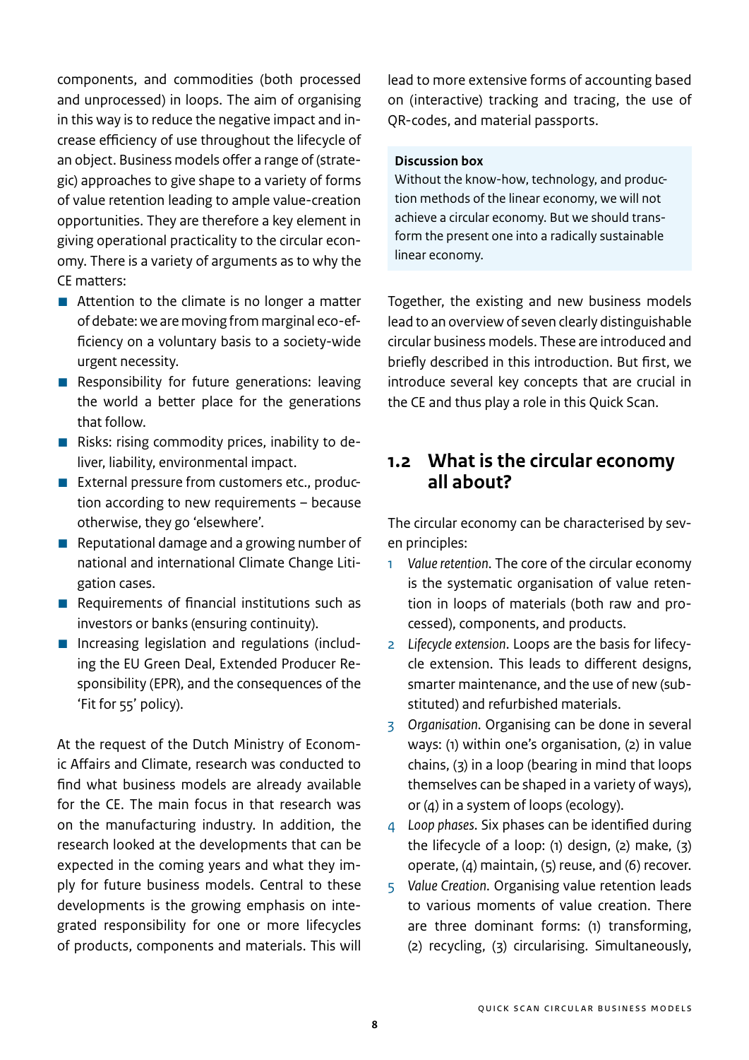components, and commodities (both processed and unprocessed) in loops. The aim of organising in this way is to reduce the negative impact and increase efficiency of use throughout the lifecycle of an object. Business models offer a range of (strategic) approaches to give shape to a variety of forms of value retention leading to ample value-creation opportunities. They are therefore a key element in giving operational practicality to the circular economy. There is a variety of arguments as to why the CE matters:

- Attention to the climate is no longer a matter of debate: we are moving from marginal eco-efficiency on a voluntary basis to a society-wide urgent necessity.
- Responsibility for future generations: leaving the world a better place for the generations that follow.
- Risks: rising commodity prices, inability to deliver, liability, environmental impact.
- External pressure from customers etc., production according to new requirements – because otherwise, they go 'elsewhere'.
- Reputational damage and a growing number of national and international Climate Change Litigation cases.
- Requirements of financial institutions such as investors or banks (ensuring continuity).
- Increasing legislation and regulations (including the EU Green Deal, Extended Producer Responsibility (EPR), and the consequences of the 'Fit for 55' policy).

At the request of the Dutch Ministry of Economic Affairs and Climate, research was conducted to find what business models are already available for the CE. The main focus in that research was on the manufacturing industry. In addition, the research looked at the developments that can be expected in the coming years and what they imply for future business models. Central to these developments is the growing emphasis on integrated responsibility for one or more lifecycles of products, components and materials. This will lead to more extensive forms of accounting based on (interactive) tracking and tracing, the use of QR-codes, and material passports.

**Discussion box**
Without the know-how, technology, and production methods of the linear economy, we will not achieve a circular economy. But we should transform the present one into a radically sustainable linear economy.

Together, the existing and new business models lead to an overview of seven clearly distinguishable circular business models. These are introduced and briefly described in this introduction. But first, we introduce several key concepts that are crucial in the CE and thus play a role in this Quick Scan.

## 1.2 What is the circular economy all about?

The circular economy can be characterised by seven principles:

1. *Value retention*. The core of the circular economy is the systematic organisation of value retention in loops of materials (both raw and processed), components, and products.
2. *Lifecycle extension*. Loops are the basis for lifecycle extension. This leads to different designs, smarter maintenance, and the use of new (substituted) and refurbished materials.
3. *Organisation*. Organising can be done in several ways: (1) within one's organisation, (2) in value chains, (3) in a loop (bearing in mind that loops themselves can be shaped in a variety of ways), or (4) in a system of loops (ecology).
4. *Loop phases*. Six phases can be identified during the lifecycle of a loop: (1) design, (2) make, (3) operate, (4) maintain, (5) reuse, and (6) recover.
5. *Value Creation*. Organising value retention leads to various moments of value creation. There are three dominant forms: (1) transforming, (2) recycling, (3) circularising. Simultaneously,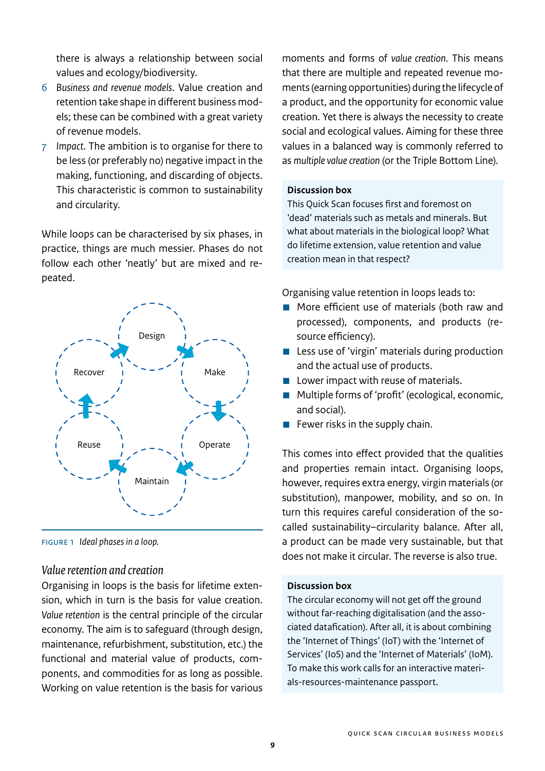there is always a relationship between social values and ecology/biodiversity.

6. *Business and revenue models*. Value creation and retention take shape in different business models; these can be combined with a great variety of revenue models.
7. *Impact*. The ambition is to organise for there to be less (or preferably no) negative impact in the making, functioning, and discarding of objects. This characteristic is common to sustainability and circularity.

While loops can be characterised by six phases, in practice, things are much messier. Phases do not follow each other 'neatly' but are mixed and repeated.

Design
Make
Operate
Maintain
Reuse
Recover

FIGURE 1 *Ideal phases in a loop.*

## *Value retention and creation*

Organising in loops is the basis for lifetime extension, which in turn is the basis for value creation. *Value retention* is the central principle of the circular economy. The aim is to safeguard (through design, maintenance, refurbishment, substitution, etc.) the functional and material value of products, components, and commodities for as long as possible. Working on value retention is the basis for various moments and forms of *value creation*. This means that there are multiple and repeated revenue moments (earning opportunities) during the lifecycle of a product, and the opportunity for economic value creation. Yet there is always the necessity to create social and ecological values. Aiming for these three values in a balanced way is commonly referred to as *multiple value creation* (or the Triple Bottom Line).

**Discussion box**
This Quick Scan focuses first and foremost on 'dead' materials such as metals and minerals. But what about materials in the biological loop? What do lifetime extension, value retention and value creation mean in that respect?

Organising value retention in loops leads to:

- More efficient use of materials (both raw and processed), components, and products (resource efficiency).
- Less use of 'virgin' materials during production and the actual use of products.
- Lower impact with reuse of materials.
- Multiple forms of 'profit' (ecological, economic, and social).
- Fewer risks in the supply chain.

This comes into effect provided that the qualities and properties remain intact. Organising loops, however, requires extra energy, virgin materials (or substitution), manpower, mobility, and so on. In turn this requires careful consideration of the so-called sustainability–circularity balance. After all, a product can be made very sustainable, but that does not make it circular. The reverse is also true.

**Discussion box**
The circular economy will not get off the ground without far-reaching digitalisation (and the associated datafication). After all, it is about combining the 'Internet of Things' (IoT) with the 'Internet of Services' (IoS) and the 'Internet of Materials' (IoM). To make this work calls for an interactive materials-resources-maintenance passport.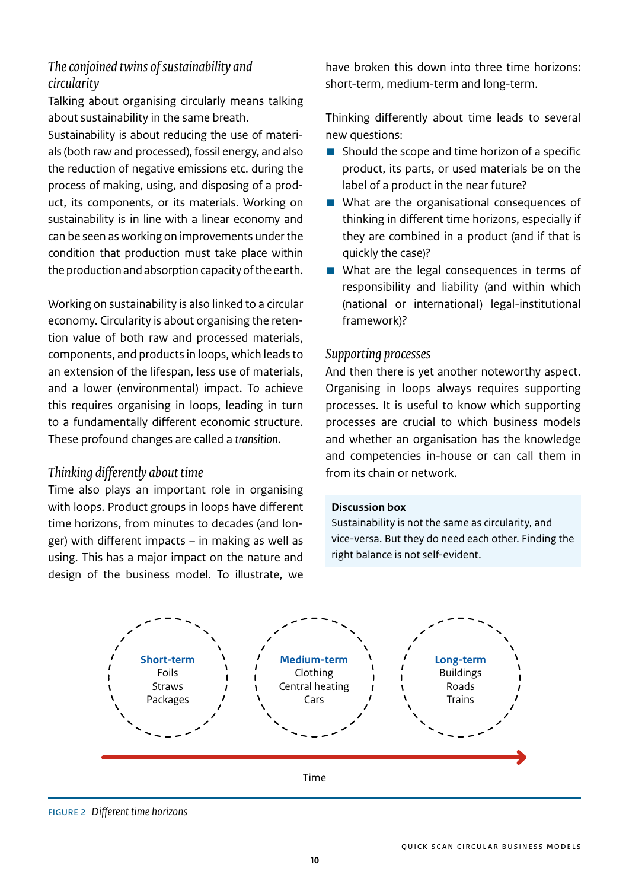### *The conjoined twins of sustainability and circularity*

Talking about organising circularly means talking about sustainability in the same breath.

Sustainability is about reducing the use of materials (both raw and processed), fossil energy, and also the reduction of negative emissions etc. during the process of making, using, and disposing of a product, its components, or its materials. Working on sustainability is in line with a linear economy and can be seen as working on improvements under the condition that production must take place within the production and absorption capacity of the earth.

Working on sustainability is also linked to a circular economy. Circularity is about organising the retention value of both raw and processed materials, components, and products in loops, which leads to an extension of the lifespan, less use of materials, and a lower (environmental) impact. To achieve this requires organising in loops, leading in turn to a fundamentally different economic structure. These profound changes are called a *transition*.

### *Thinking differently about time*

Time also plays an important role in organising with loops. Product groups in loops have different time horizons, from minutes to decades (and longer) with different impacts – in making as well as using. This has a major impact on the nature and design of the business model. To illustrate, we have broken this down into three time horizons: short-term, medium-term and long-term.

Thinking differently about time leads to several new questions:

- Should the scope and time horizon of a specific product, its parts, or used materials be on the label of a product in the near future?
- What are the organisational consequences of thinking in different time horizons, especially if they are combined in a product (and if that is quickly the case)?
- What are the legal consequences in terms of responsibility and liability (and within which (national or international) legal-institutional framework)?

### *Supporting processes*

And then there is yet another noteworthy aspect. Organising in loops always requires supporting processes. It is useful to know which supporting processes are crucial to which business models and whether an organisation has the knowledge and competencies in-house or can call them in from its chain or network.

**Discussion box**

Sustainability is not the same as circularity, and vice-versa. But they do need each other. Finding the right balance is not self-evident.

**Short-term**
Foils
Straws
Packages

**Medium-term**
Clothing
Central heating
Cars

**Long-term**
Buildings
Roads
Trains

Time

FIGURE 2 *Different time horizons*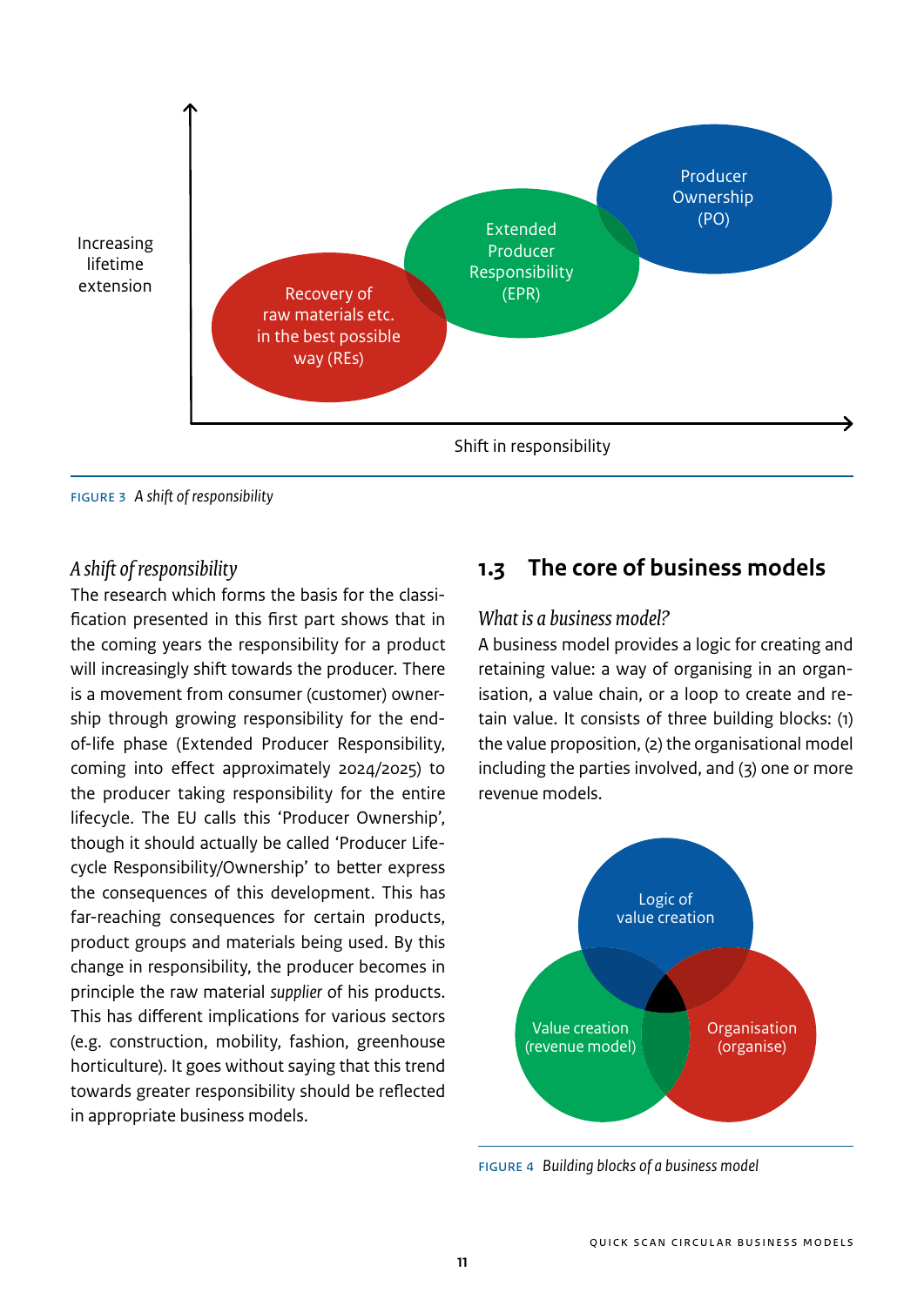Increasing lifetime extension

Recovery of raw materials etc. in the best possible way (REs)

Extended Producer Responsibility (EPR)

Producer Ownership (PO)

Shift in responsibility

FIGURE 3 *A shift of responsibility*

*A shift of responsibility*

The research which forms the basis for the classification presented in this first part shows that in the coming years the responsibility for a product will increasingly shift towards the producer. There is a movement from consumer (customer) ownership through growing responsibility for the end-of-life phase (Extended Producer Responsibility, coming into effect approximately 2024/2025) to the producer taking responsibility for the entire lifecycle. The EU calls this 'Producer Ownership', though it should actually be called 'Producer Lifecycle Responsibility/Ownership' to better express the consequences of this development. This has far-reaching consequences for certain products, product groups and materials being used. By this change in responsibility, the producer becomes in principle the raw material *supplier* of his products. This has different implications for various sectors (e.g. construction, mobility, fashion, greenhouse horticulture). It goes without saying that this trend towards greater responsibility should be reflected in appropriate business models.

## 1.3 The core of business models

*What is a business model?*

A business model provides a logic for creating and retaining value: a way of organising in an organisation, a value chain, or a loop to create and retain value. It consists of three building blocks: (1) the value proposition, (2) the organisational model including the parties involved, and (3) one or more revenue models.

Logic of value creation

Value creation (revenue model)

Organisation (organise)

FIGURE 4 *Building blocks of a business model*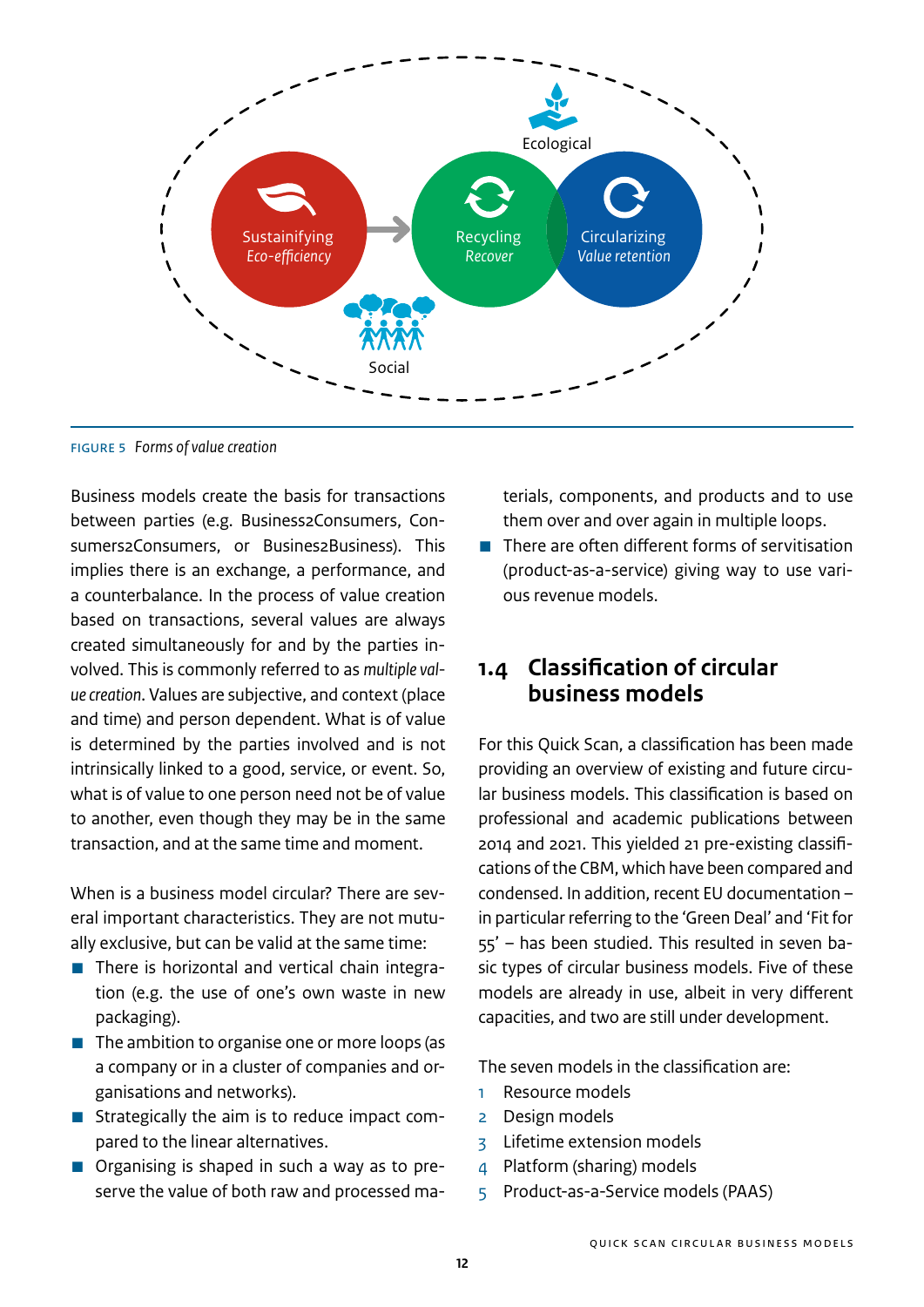Ecological

Sustainifying
*Eco-efficiency*

Recycling
*Recover*

Circularizing
*Value retention*

Social

FIGURE 5 *Forms of value creation*

Business models create the basis for transactions between parties (e.g. Business2Consumers, Consumers2Consumers, or Busines2Business). This implies there is an exchange, a performance, and a counterbalance. In the process of value creation based on transactions, several values are always created simultaneously for and by the parties involved. This is commonly referred to as *multiple value creation*. Values are subjective, and context (place and time) and person dependent. What is of value is determined by the parties involved and is not intrinsically linked to a good, service, or event. So, what is of value to one person need not be of value to another, even though they may be in the same transaction, and at the same time and moment.

When is a business model circular? There are several important characteristics. They are not mutually exclusive, but can be valid at the same time:

- There is horizontal and vertical chain integration (e.g. the use of one's own waste in new packaging).
- The ambition to organise one or more loops (as a company or in a cluster of companies and organisations and networks).
- Strategically the aim is to reduce impact compared to the linear alternatives.
- Organising is shaped in such a way as to preserve the value of both raw and processed materials, components, and products and to use them over and over again in multiple loops.
- There are often different forms of servitisation (product-as-a-service) giving way to use various revenue models.

## 1.4 Classification of circular business models

For this Quick Scan, a classification has been made providing an overview of existing and future circular business models. This classification is based on professional and academic publications between 2014 and 2021. This yielded 21 pre-existing classifications of the CBM, which have been compared and condensed. In addition, recent EU documentation – in particular referring to the 'Green Deal' and 'Fit for 55' – has been studied. This resulted in seven basic types of circular business models. Five of these models are already in use, albeit in very different capacities, and two are still under development.

The seven models in the classification are:

1. Resource models
2. Design models
3. Lifetime extension models
4. Platform (sharing) models
5. Product-as-a-Service models (PAAS)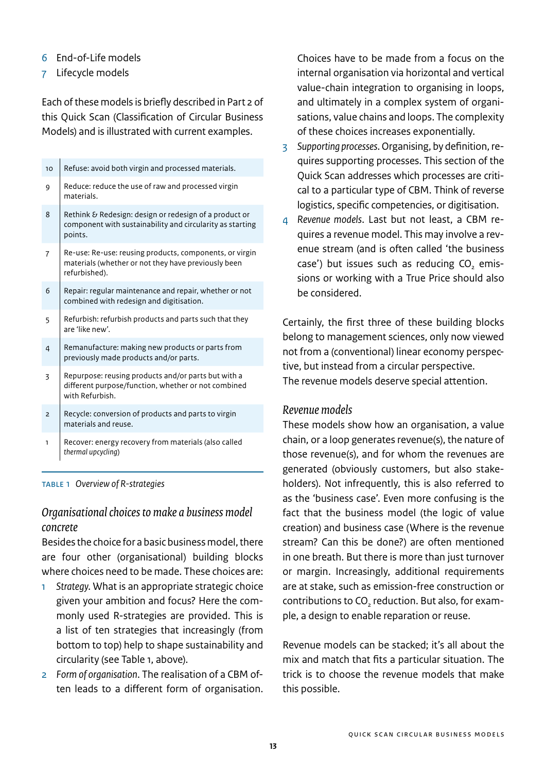6 End-of-Life models
7 Lifecycle models

Each of these models is briefly described in Part 2 of this Quick Scan (Classification of Circular Business Models) and is illustrated with current examples.

| | |
|---|---|
| 10 | Refuse: avoid both virgin and processed materials. |
| 9 | Reduce: reduce the use of raw and processed virgin materials. |
| 8 | Rethink & Redesign: design or redesign of a product or component with sustainability and circularity as starting points. |
| 7 | Re-use: Re-use: reusing products, components, or virgin materials (whether or not they have previously been refurbished). |
| 6 | Repair: regular maintenance and repair, whether or not combined with redesign and digitisation. |
| 5 | Refurbish: refurbish products and parts such that they are 'like new'. |
| 4 | Remanufacture: making new products or parts from previously made products and/or parts. |
| 3 | Repurpose: reusing products and/or parts but with a different purpose/function, whether or not combined with Refurbish. |
| 2 | Recycle: conversion of products and parts to virgin materials and reuse. |
| 1 | Recover: energy recovery from materials (also called *thermal upcycling*) |

TABLE 1 *Overview of R-strategies*

## *Organisational choices to make a business model concrete*

Besides the choice for a basic business model, there are four other (organisational) building blocks where choices need to be made. These choices are:

1. *Strategy*. What is an appropriate strategic choice given your ambition and focus? Here the commonly used R-strategies are provided. This is a list of ten strategies that increasingly (from bottom to top) help to shape sustainability and circularity (see Table 1, above).
2. *Form of organisation*. The realisation of a CBM often leads to a different form of organisation. Choices have to be made from a focus on the internal organisation via horizontal and vertical value-chain integration to organising in loops, and ultimately in a complex system of organisations, value chains and loops. The complexity of these choices increases exponentially.
3. *Supporting processes*. Organising, by definition, requires supporting processes. This section of the Quick Scan addresses which processes are critical to a particular type of CBM. Think of reverse logistics, specific competencies, or digitisation.
4. *Revenue models*. Last but not least, a CBM requires a revenue model. This may involve a revenue stream (and is often called 'the business case') but issues such as reducing $CO_2$ emissions or working with a True Price should also be considered.

Certainly, the first three of these building blocks belong to management sciences, only now viewed not from a (conventional) linear economy perspective, but instead from a circular perspective.
The revenue models deserve special attention.

### *Revenue models*

These models show how an organisation, a value chain, or a loop generates revenue(s), the nature of those revenue(s), and for whom the revenues are generated (obviously customers, but also stakeholders). Not infrequently, this is also referred to as the 'business case'. Even more confusing is the fact that the business model (the logic of value creation) and business case (Where is the revenue stream? Can this be done?) are often mentioned in one breath. But there is more than just turnover or margin. Increasingly, additional requirements are at stake, such as emission-free construction or contributions to $CO_2$ reduction. But also, for example, a design to enable reparation or reuse.

Revenue models can be stacked; it's all about the mix and match that fits a particular situation. The trick is to choose the revenue models that make this possible.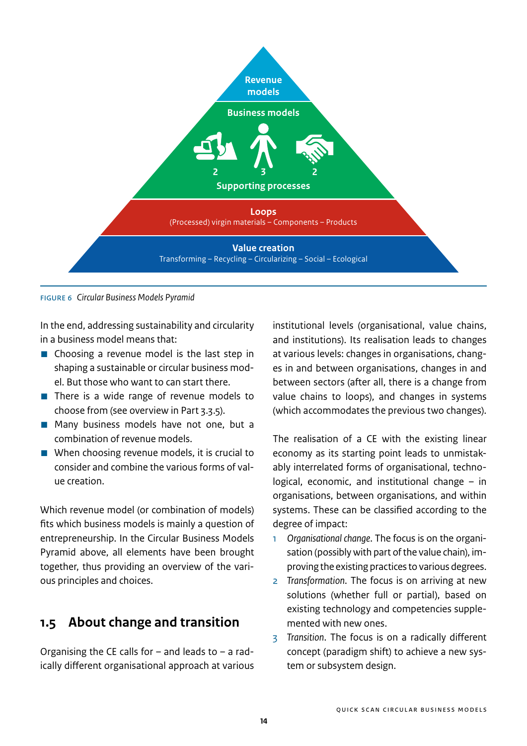Revenue models

Business models

2

3

2

Supporting processes

Loops

(Processed) virgin materials – Components – Products

Value creation

Transforming – Recycling – Circularizing – Social – Ecological

FIGURE 6 *Circular Business Models Pyramid*

In the end, addressing sustainability and circularity in a business model means that:

- Choosing a revenue model is the last step in shaping a sustainable or circular business model. But those who want to can start there.
- There is a wide range of revenue models to choose from (see overview in Part 3.3.5).
- Many business models have not one, but a combination of revenue models.
- When choosing revenue models, it is crucial to consider and combine the various forms of value creation.

Which revenue model (or combination of models) fits which business models is mainly a question of entrepreneurship. In the Circular Business Models Pyramid above, all elements have been brought together, thus providing an overview of the various principles and choices.

## 1.5 About change and transition

Organising the CE calls for – and leads to – a radically different organisational approach at various institutional levels (organisational, value chains, and institutions). Its realisation leads to changes at various levels: changes in organisations, changes in and between organisations, changes in and between sectors (after all, there is a change from value chains to loops), and changes in systems (which accommodates the previous two changes).

The realisation of a CE with the existing linear economy as its starting point leads to unmistakably interrelated forms of organisational, technological, economic, and institutional change – in organisations, between organisations, and within systems. These can be classified according to the degree of impact:

1. *Organisational change*. The focus is on the organisation (possibly with part of the value chain), improving the existing practices to various degrees.
2. *Transformation*. The focus is on arriving at new solutions (whether full or partial), based on existing technology and competencies supplemented with new ones.
3. *Transition*. The focus is on a radically different concept (paradigm shift) to achieve a new system or subsystem design.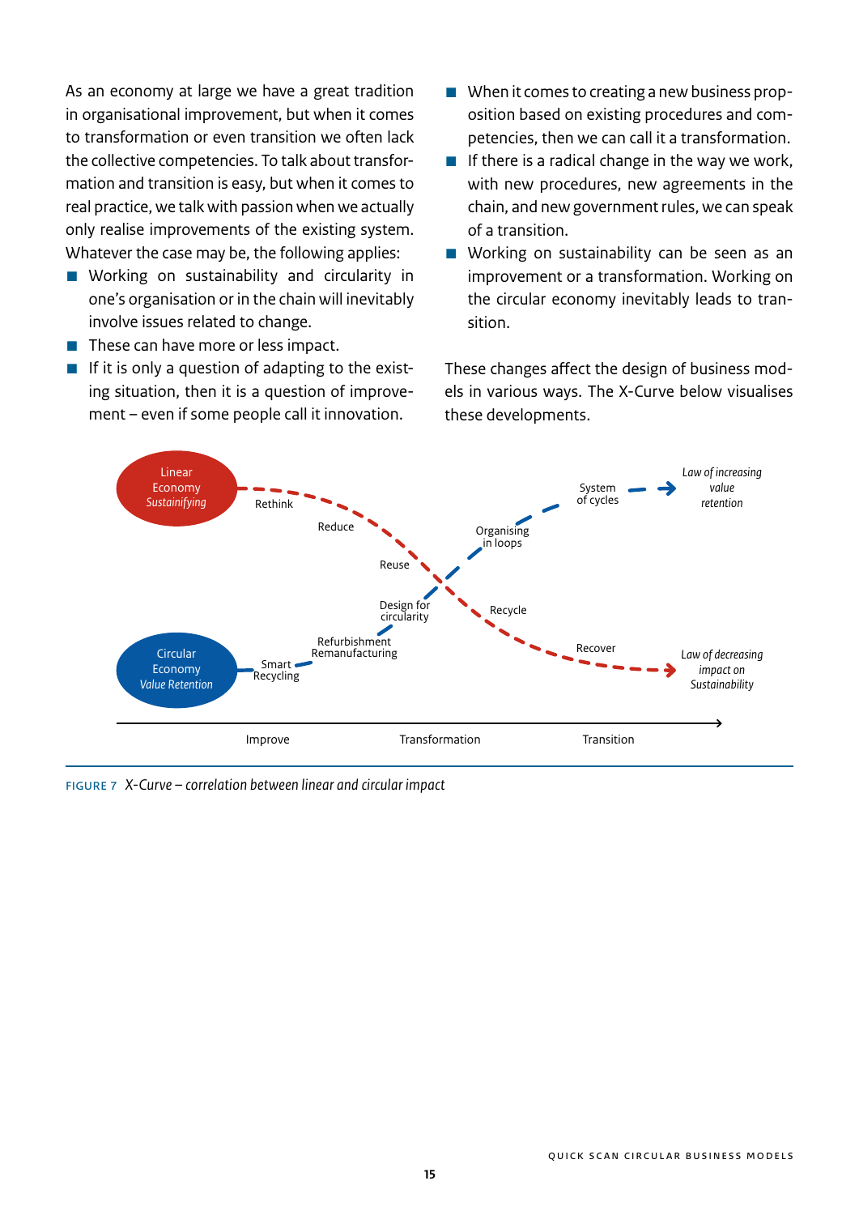As an economy at large we have a great tradition in organisational improvement, but when it comes to transformation or even transition we often lack the collective competencies. To talk about transformation and transition is easy, but when it comes to real practice, we talk with passion when we actually only realise improvements of the existing system. Whatever the case may be, the following applies:

- Working on sustainability and circularity in one's organisation or in the chain will inevitably involve issues related to change.
- These can have more or less impact.
- If it is only a question of adapting to the existing situation, then it is a question of improvement – even if some people call it innovation.
- When it comes to creating a new business proposition based on existing procedures and competencies, then we can call it a transformation.
- If there is a radical change in the way we work, with new procedures, new agreements in the chain, and new government rules, we can speak of a transition.
- Working on sustainability can be seen as an improvement or a transformation. Working on the circular economy inevitably leads to transition.

These changes affect the design of business models in various ways. The X-Curve below visualises these developments.

Linear Economy
*Sustainifying*

Rethink

Reduce

Reuse

Recycle

Recover

*Law of decreasing impact on Sustainability*

Circular Economy
*Value Retention*

Smart Recycling

Refurbishment Remanufacturing

Design for circularity

Organising in loops

System of cycles

*Law of increasing value retention*

Improve

Transformation

Transition

FIGURE 7 *X-Curve – correlation between linear and circular impact*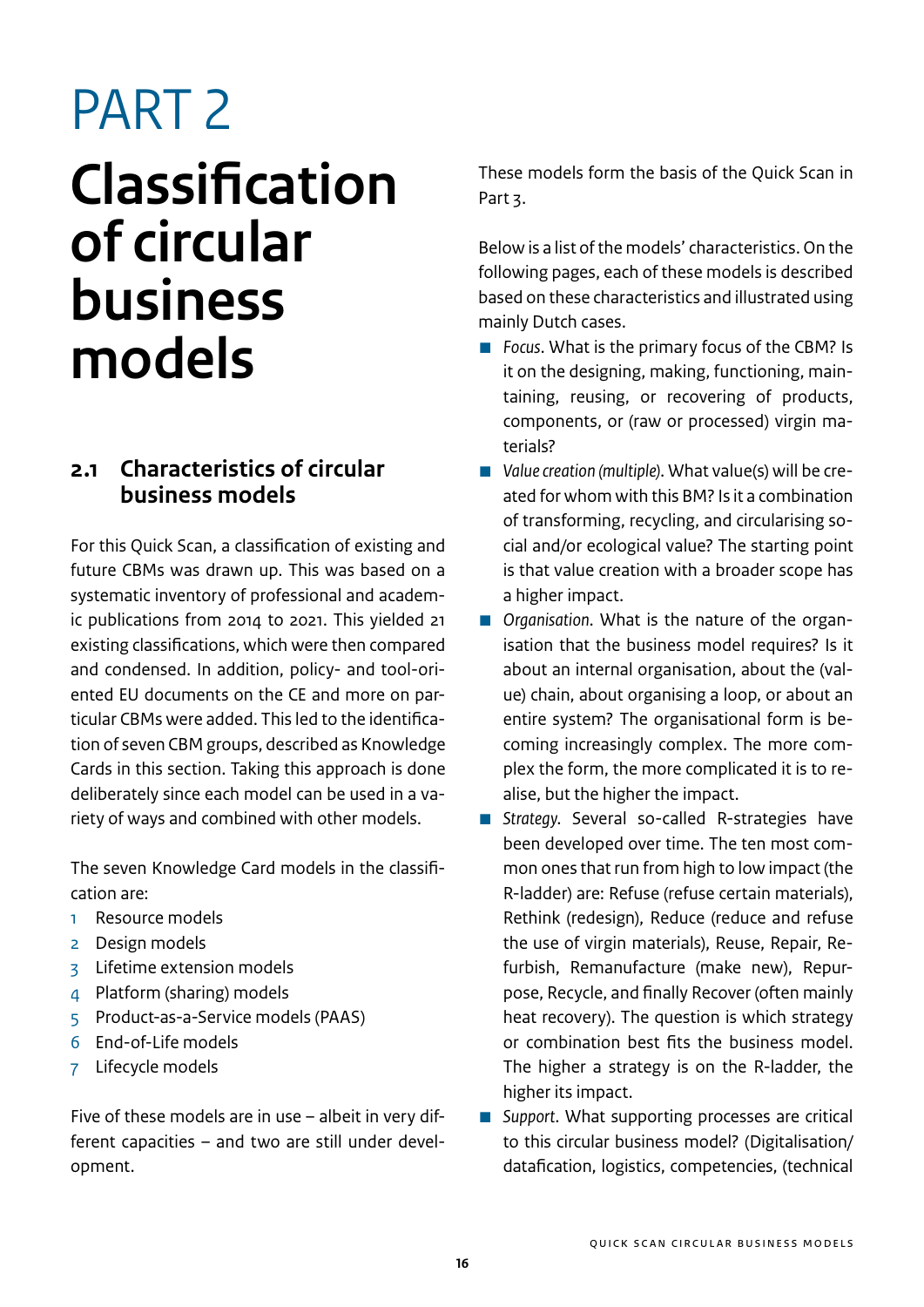# PART 2

# Classification of circular business models

## 2.1 Characteristics of circular business models

For this Quick Scan, a classification of existing and future CBMs was drawn up. This was based on a systematic inventory of professional and academic publications from 2014 to 2021. This yielded 21 existing classifications, which were then compared and condensed. In addition, policy- and tool-oriented EU documents on the CE and more on particular CBMs were added. This led to the identification of seven CBM groups, described as Knowledge Cards in this section. Taking this approach is done deliberately since each model can be used in a variety of ways and combined with other models.

The seven Knowledge Card models in the classification are:

1. Resource models
2. Design models
3. Lifetime extension models
4. Platform (sharing) models
5. Product-as-a-Service models (PAAS)
6. End-of-Life models
7. Lifecycle models

Five of these models are in use – albeit in very different capacities – and two are still under development.

These models form the basis of the Quick Scan in Part 3.

Below is a list of the models' characteristics. On the following pages, each of these models is described based on these characteristics and illustrated using mainly Dutch cases.

- *Focus*. What is the primary focus of the CBM? Is it on the designing, making, functioning, maintaining, reusing, or recovering of products, components, or (raw or processed) virgin materials?
- *Value creation (multiple)*. What value(s) will be created for whom with this BM? Is it a combination of transforming, recycling, and circularising social and/or ecological value? The starting point is that value creation with a broader scope has a higher impact.
- *Organisation*. What is the nature of the organisation that the business model requires? Is it about an internal organisation, about the (value) chain, about organising a loop, or about an entire system? The organisational form is becoming increasingly complex. The more complex the form, the more complicated it is to realise, but the higher the impact.
- *Strategy*. Several so-called R-strategies have been developed over time. The ten most common ones that run from high to low impact (the R-ladder) are: Refuse (refuse certain materials), Rethink (redesign), Reduce (reduce and refuse the use of virgin materials), Reuse, Repair, Refurbish, Remanufacture (make new), Repurpose, Recycle, and finally Recover (often mainly heat recovery). The question is which strategy or combination best fits the business model. The higher a strategy is on the R-ladder, the higher its impact.
- *Support*. What supporting processes are critical to this circular business model? (Digitalisation/datafication, logistics, competencies, (technical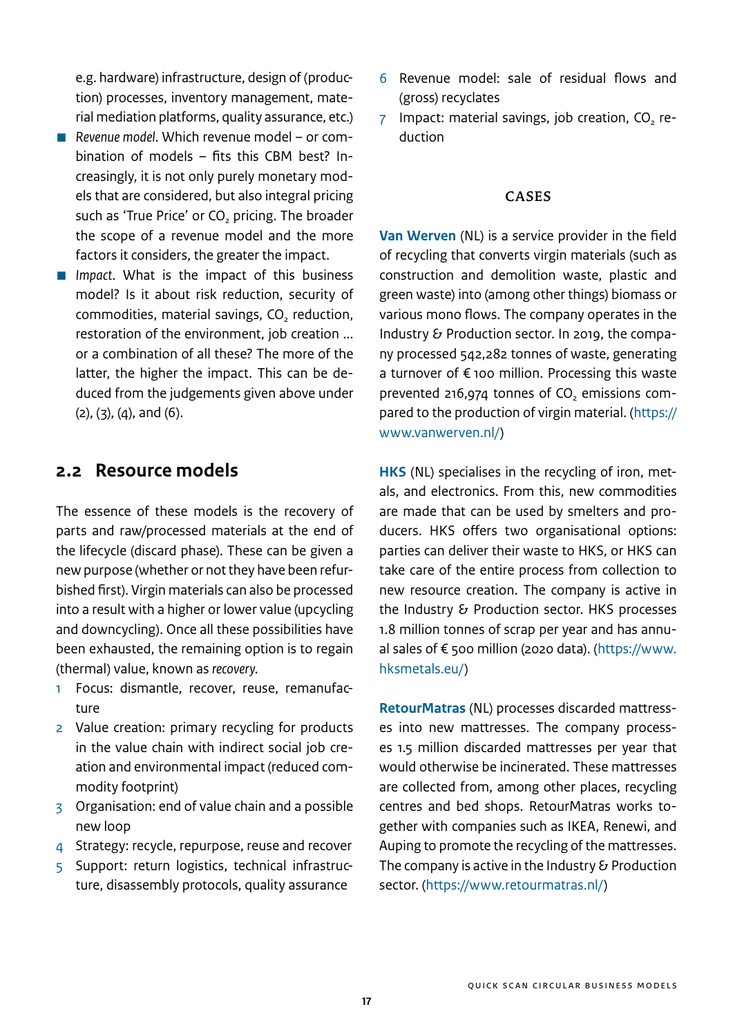e.g. hardware) infrastructure, design of (production) processes, inventory management, material mediation platforms, quality assurance, etc.)

- *Revenue model*. Which revenue model – or combination of models – fits this CBM best? Increasingly, it is not only purely monetary models that are considered, but also integral pricing such as 'True Price' or $CO_2$ pricing. The broader the scope of a revenue model and the more factors it considers, the greater the impact.
- *Impact*. What is the impact of this business model? Is it about risk reduction, security of commodities, material savings, $CO_2$ reduction, restoration of the environment, job creation ... or a combination of all these? The more of the latter, the higher the impact. This can be deduced from the judgements given above under (2), (3), (4), and (6).

## 2.2 Resource models

The essence of these models is the recovery of parts and raw/processed materials at the end of the lifecycle (discard phase). These can be given a new purpose (whether or not they have been refurbished first). Virgin materials can also be processed into a result with a higher or lower value (upcycling and downcycling). Once all these possibilities have been exhausted, the remaining option is to regain (thermal) value, known as *recovery*.

1. Focus: dismantle, recover, reuse, remanufacture
2. Value creation: primary recycling for products in the value chain with indirect social job creation and environmental impact (reduced commodity footprint)
3. Organisation: end of value chain and a possible new loop
4. Strategy: recycle, repurpose, reuse and recover
5. Support: return logistics, technical infrastructure, disassembly protocols, quality assurance
6. Revenue model: sale of residual flows and (gross) recyclates
7. Impact: material savings, job creation, $CO_2$ reduction

### CASES

**Van Werven** (NL) is a service provider in the field of recycling that converts virgin materials (such as construction and demolition waste, plastic and green waste) into (among other things) biomass or various mono flows. The company operates in the Industry & Production sector. In 2019, the company processed 542,282 tonnes of waste, generating a turnover of € 100 million. Processing this waste prevented 216,974 tonnes of $CO_2$ emissions compared to the production of virgin material. (https://www.vanwerven.nl/)

**HKS** (NL) specialises in the recycling of iron, metals, and electronics. From this, new commodities are made that can be used by smelters and producers. HKS offers two organisational options: parties can deliver their waste to HKS, or HKS can take care of the entire process from collection to new resource creation. The company is active in the Industry & Production sector. HKS processes 1.8 million tonnes of scrap per year and has annual sales of € 500 million (2020 data). (https://www.hksmetals.eu/)

**RetourMatras** (NL) processes discarded mattresses into new mattresses. The company processes 1.5 million discarded mattresses per year that would otherwise be incinerated. These mattresses are collected from, among other places, recycling centres and bed shops. RetourMatras works together with companies such as IKEA, Renewi, and Auping to promote the recycling of the mattresses. The company is active in the Industry & Production sector. (https://www.retourmatras.nl/)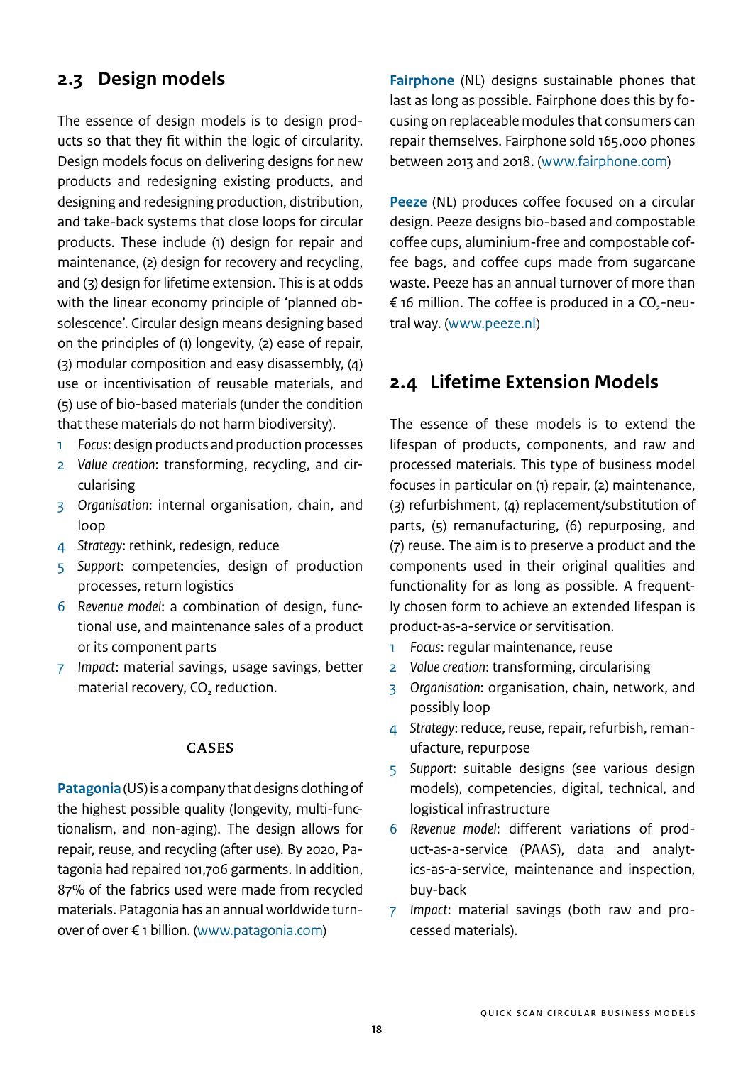## 2.3 Design models

The essence of design models is to design products so that they fit within the logic of circularity. Design models focus on delivering designs for new products and redesigning existing products, and designing and redesigning production, distribution, and take-back systems that close loops for circular products. These include (1) design for repair and maintenance, (2) design for recovery and recycling, and (3) design for lifetime extension. This is at odds with the linear economy principle of 'planned obsolescence'. Circular design means designing based on the principles of (1) longevity, (2) ease of repair, (3) modular composition and easy disassembly, (4) use or incentivisation of reusable materials, and (5) use of bio-based materials (under the condition that these materials do not harm biodiversity).

1. *Focus*: design products and production processes
2. *Value creation*: transforming, recycling, and circularising
3. *Organisation*: internal organisation, chain, and loop
4. *Strategy*: rethink, redesign, reduce
5. *Support*: competencies, design of production processes, return logistics
6. *Revenue model*: a combination of design, functional use, and maintenance sales of a product or its component parts
7. *Impact*: material savings, usage savings, better material recovery, $CO_2$ reduction.

### CASES

**Patagonia** (US) is a company that designs clothing of the highest possible quality (longevity, multi-functionalism, and non-aging). The design allows for repair, reuse, and recycling (after use). By 2020, Patagonia had repaired 101,706 garments. In addition, 87% of the fabrics used were made from recycled materials. Patagonia has an annual worldwide turnover of over € 1 billion. (www.patagonia.com)

**Fairphone** (NL) designs sustainable phones that last as long as possible. Fairphone does this by focusing on replaceable modules that consumers can repair themselves. Fairphone sold 165,000 phones between 2013 and 2018. (www.fairphone.com)

**Peeze** (NL) produces coffee focused on a circular design. Peeze designs bio-based and compostable coffee cups, aluminium-free and compostable coffee bags, and coffee cups made from sugarcane waste. Peeze has an annual turnover of more than € 16 million. The coffee is produced in a $CO_2$-neutral way. (www.peeze.nl)

## 2.4 Lifetime Extension Models

The essence of these models is to extend the lifespan of products, components, and raw and processed materials. This type of business model focuses in particular on (1) repair, (2) maintenance, (3) refurbishment, (4) replacement/substitution of parts, (5) remanufacturing, (6) repurposing, and (7) reuse. The aim is to preserve a product and the components used in their original qualities and functionality for as long as possible. A frequently chosen form to achieve an extended lifespan is product-as-a-service or servitisation.

1. *Focus*: regular maintenance, reuse
2. *Value creation*: transforming, circularising
3. *Organisation*: organisation, chain, network, and possibly loop
4. *Strategy*: reduce, reuse, repair, refurbish, remanufacture, repurpose
5. *Support*: suitable designs (see various design models), competencies, digital, technical, and logistical infrastructure
6. *Revenue model*: different variations of product-as-a-service (PAAS), data and analytics-as-a-service, maintenance and inspection, buy-back
7. *Impact*: material savings (both raw and processed materials).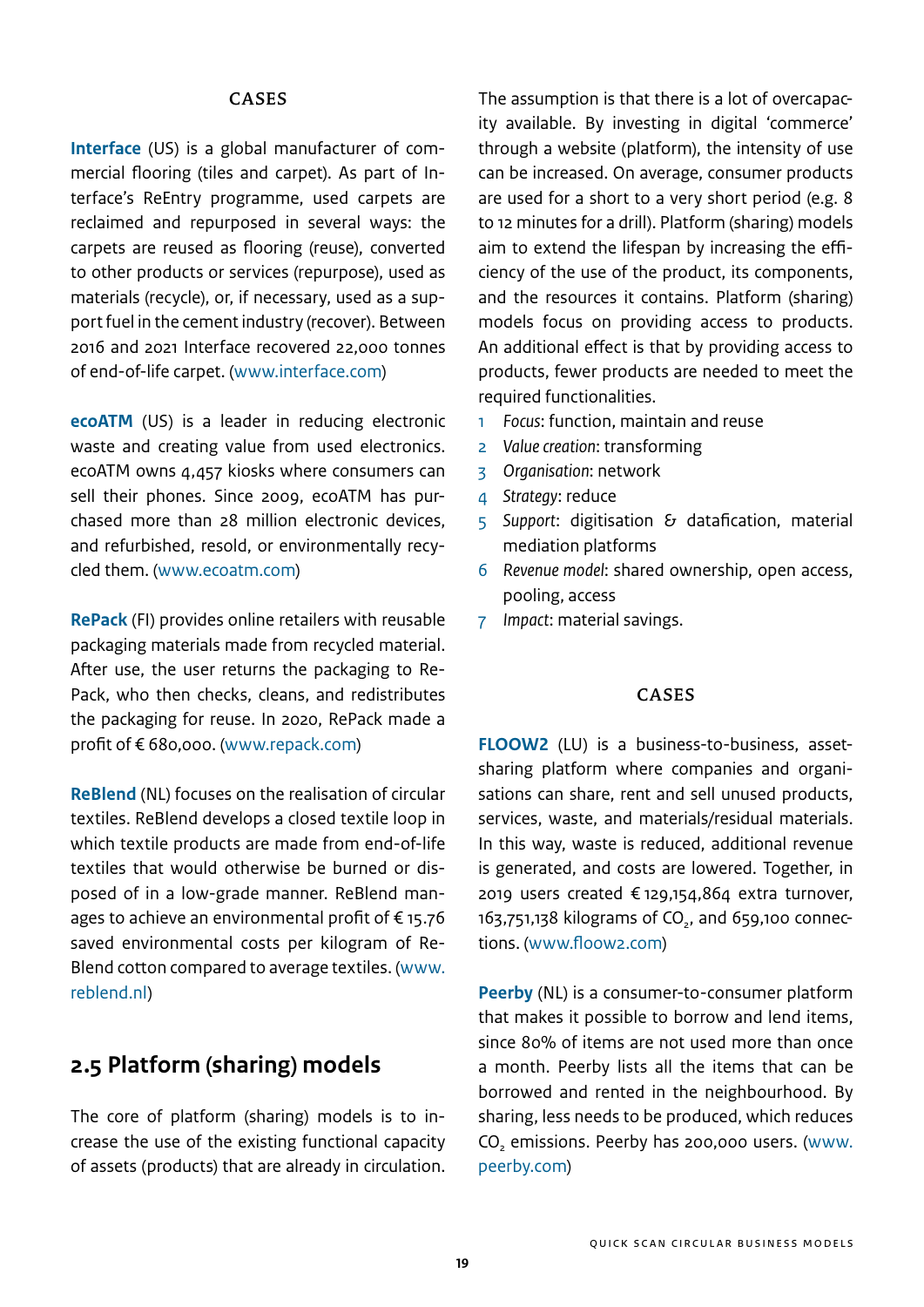### CASES

**Interface** (US) is a global manufacturer of commercial flooring (tiles and carpet). As part of Interface's ReEntry programme, used carpets are reclaimed and repurposed in several ways: the carpets are reused as flooring (reuse), converted to other products or services (repurpose), used as materials (recycle), or, if necessary, used as a support fuel in the cement industry (recover). Between 2016 and 2021 Interface recovered 22,000 tonnes of end-of-life carpet. (www.interface.com)

**ecoATM** (US) is a leader in reducing electronic waste and creating value from used electronics. ecoATM owns 4,457 kiosks where consumers can sell their phones. Since 2009, ecoATM has purchased more than 28 million electronic devices, and refurbished, resold, or environmentally recycled them. (www.ecoatm.com)

**RePack** (FI) provides online retailers with reusable packaging materials made from recycled material. After use, the user returns the packaging to RePack, who then checks, cleans, and redistributes the packaging for reuse. In 2020, RePack made a profit of € 680,000. (www.repack.com)

**ReBlend** (NL) focuses on the realisation of circular textiles. ReBlend develops a closed textile loop in which textile products are made from end-of-life textiles that would otherwise be burned or disposed of in a low-grade manner. ReBlend manages to achieve an environmental profit of € 15.76 saved environmental costs per kilogram of ReBlend cotton compared to average textiles. (www.reblend.nl)

## 2.5 Platform (sharing) models

The core of platform (sharing) models is to increase the use of the existing functional capacity of assets (products) that are already in circulation. The assumption is that there is a lot of overcapacity available. By investing in digital 'commerce' through a website (platform), the intensity of use can be increased. On average, consumer products are used for a short to a very short period (e.g. 8 to 12 minutes for a drill). Platform (sharing) models aim to extend the lifespan by increasing the efficiency of the use of the product, its components, and the resources it contains. Platform (sharing) models focus on providing access to products. An additional effect is that by providing access to products, fewer products are needed to meet the required functionalities.

1. *Focus*: function, maintain and reuse
2. *Value creation*: transforming
3. *Organisation*: network
4. *Strategy*: reduce
5. *Support*: digitisation & datafication, material mediation platforms
6. *Revenue model*: shared ownership, open access, pooling, access
7. *Impact*: material savings.

### CASES

**FLOOW2** (LU) is a business-to-business, asset-sharing platform where companies and organisations can share, rent and sell unused products, services, waste, and materials/residual materials. In this way, waste is reduced, additional revenue is generated, and costs are lowered. Together, in 2019 users created € 129,154,864 extra turnover, 163,751,138 kilograms of $CO_2$, and 659,100 connections. (www.floow2.com)

**Peerby** (NL) is a consumer-to-consumer platform that makes it possible to borrow and lend items, since 80% of items are not used more than once a month. Peerby lists all the items that can be borrowed and rented in the neighbourhood. By sharing, less needs to be produced, which reduces $CO_2$ emissions. Peerby has 200,000 users. (www.peerby.com)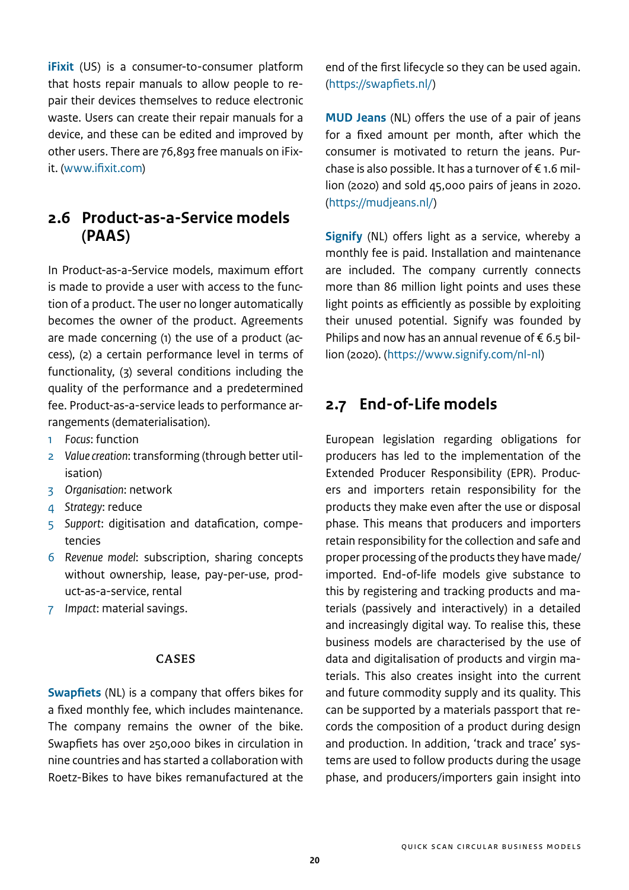**iFixit** (US) is a consumer-to-consumer platform that hosts repair manuals to allow people to repair their devices themselves to reduce electronic waste. Users can create their repair manuals for a device, and these can be edited and improved by other users. There are 76,893 free manuals on iFixit. (www.ifixit.com)

## 2.6 Product-as-a-Service models (PAAS)

In Product-as-a-Service models, maximum effort is made to provide a user with access to the function of a product. The user no longer automatically becomes the owner of the product. Agreements are made concerning (1) the use of a product (access), (2) a certain performance level in terms of functionality, (3) several conditions including the quality of the performance and a predetermined fee. Product-as-a-service leads to performance arrangements (dematerialisation).

1. *Focus*: function
2. *Value creation*: transforming (through better utilisation)
3. *Organisation*: network
4. *Strategy*: reduce
5. *Support*: digitisation and datafication, competencies
6. *Revenue model*: subscription, sharing concepts without ownership, lease, pay-per-use, product-as-a-service, rental
7. *Impact*: material savings.

### CASES

**Swapfiets** (NL) is a company that offers bikes for a fixed monthly fee, which includes maintenance. The company remains the owner of the bike. Swapfiets has over 250,000 bikes in circulation in nine countries and has started a collaboration with Roetz-Bikes to have bikes remanufactured at the end of the first lifecycle so they can be used again. (https://swapfiets.nl/)

**MUD Jeans** (NL) offers the use of a pair of jeans for a fixed amount per month, after which the consumer is motivated to return the jeans. Purchase is also possible. It has a turnover of € 1.6 million (2020) and sold 45,000 pairs of jeans in 2020. (https://mudjeans.nl/)

**Signify** (NL) offers light as a service, whereby a monthly fee is paid. Installation and maintenance are included. The company currently connects more than 86 million light points and uses these light points as efficiently as possible by exploiting their unused potential. Signify was founded by Philips and now has an annual revenue of € 6.5 billion (2020). (https://www.signify.com/nl-nl)

## 2.7 End-of-Life models

European legislation regarding obligations for producers has led to the implementation of the Extended Producer Responsibility (EPR). Producers and importers retain responsibility for the products they make even after the use or disposal phase. This means that producers and importers retain responsibility for the collection and safe and proper processing of the products they have made/imported. End-of-life models give substance to this by registering and tracking products and materials (passively and interactively) in a detailed and increasingly digital way. To realise this, these business models are characterised by the use of data and digitalisation of products and virgin materials. This also creates insight into the current and future commodity supply and its quality. This can be supported by a materials passport that records the composition of a product during design and production. In addition, 'track and trace' systems are used to follow products during the usage phase, and producers/importers gain insight into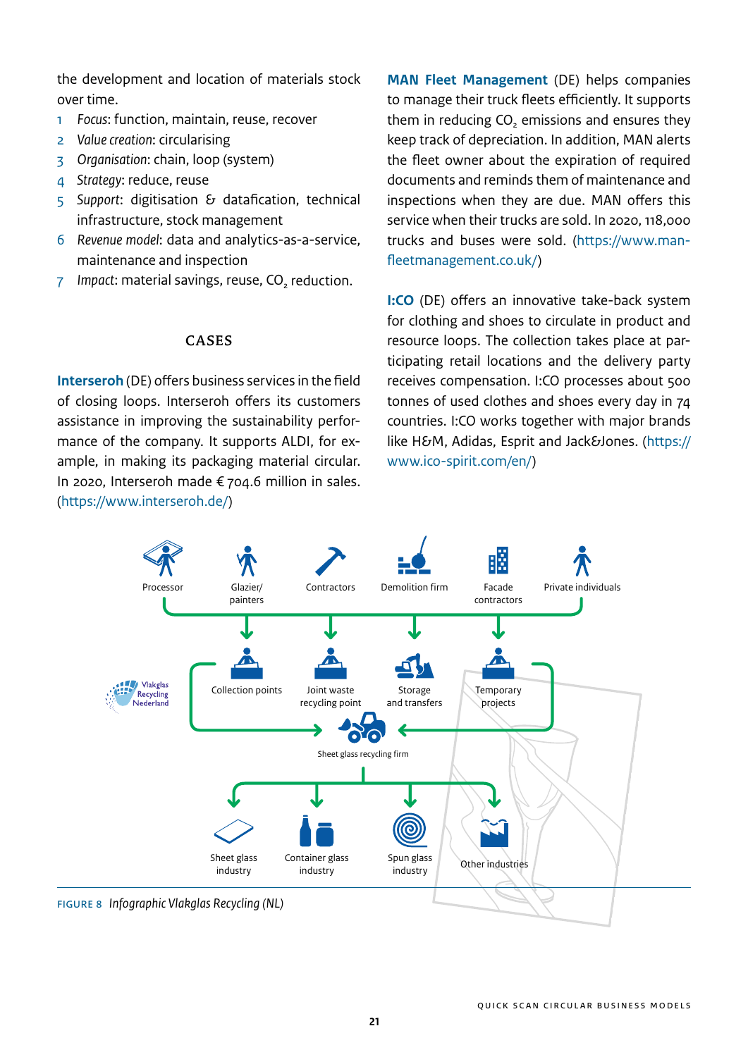the development and location of materials stock over time.

1. *Focus*: function, maintain, reuse, recover
2. *Value creation*: circularising
3. *Organisation*: chain, loop (system)
4. *Strategy*: reduce, reuse
5. *Support*: digitisation & datafication, technical infrastructure, stock management
6. *Revenue model*: data and analytics-as-a-service, maintenance and inspection
7. *Impact*: material savings, reuse, $CO_2$ reduction.

## CASES

**Interseroh** (DE) offers business services in the field of closing loops. Interseroh offers its customers assistance in improving the sustainability performance of the company. It supports ALDI, for example, in making its packaging material circular. In 2020, Interseroh made € 704.6 million in sales. (https://www.interseroh.de/)

**MAN Fleet Management** (DE) helps companies to manage their truck fleets efficiently. It supports them in reducing $CO_2$ emissions and ensures they keep track of depreciation. In addition, MAN alerts the fleet owner about the expiration of required documents and reminds them of maintenance and inspections when they are due. MAN offers this service when their trucks are sold. In 2020, 118,000 trucks and buses were sold. (https://www.man-fleetmanagement.co.uk/)

**I:CO** (DE) offers an innovative take-back system for clothing and shoes to circulate in product and resource loops. The collection takes place at participating retail locations and the delivery party receives compensation. I:CO processes about 500 tonnes of used clothes and shoes every day in 74 countries. I:CO works together with major brands like H&M, Adidas, Esprit and Jack&Jones. (https://www.ico-spirit.com/en/)

Processor
Glazier/ painters
Contractors
Demolition firm
Facade contractors
Private individuals

Vlakglas Recycling Nederland

Collection points
Joint waste recycling point
Storage and transfers
Temporary projects

Sheet glass recycling firm

Sheet glass industry
Container glass industry
Spun glass industry
Other industries

FIGURE 8 *Infographic Vlakglas Recycling (NL)*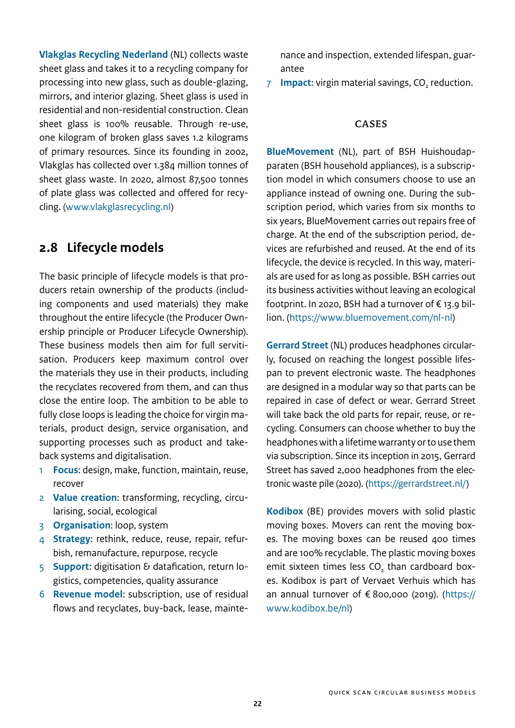**Vlakglas Recycling Nederland** (NL) collects waste sheet glass and takes it to a recycling company for processing into new glass, such as double-glazing, mirrors, and interior glazing. Sheet glass is used in residential and non-residential construction. Clean sheet glass is 100% reusable. Through re-use, one kilogram of broken glass saves 1.2 kilograms of primary resources. Since its founding in 2002, Vlakglas has collected over 1.384 million tonnes of sheet glass waste. In 2020, almost 87,500 tonnes of plate glass was collected and offered for recycling. (www.vlakglasrecycling.nl)

## 2.8 Lifecycle models

The basic principle of lifecycle models is that producers retain ownership of the products (including components and used materials) they make throughout the entire lifecycle (the Producer Ownership principle or Producer Lifecycle Ownership). These business models then aim for full servitisation. Producers keep maximum control over the materials they use in their products, including the recyclates recovered from them, and can thus close the entire loop. The ambition to be able to fully close loops is leading the choice for virgin materials, product design, service organisation, and supporting processes such as product and take-back systems and digitalisation.

1. **Focus**: design, make, function, maintain, reuse, recover
2. **Value creation**: transforming, recycling, circularising, social, ecological
3. **Organisation**: loop, system
4. **Strategy**: rethink, reduce, reuse, repair, refurbish, remanufacture, repurpose, recycle
5. **Support**: digitisation & datafication, return logistics, competencies, quality assurance
6. **Revenue model**: subscription, use of residual flows and recyclates, buy-back, lease, maintenance and inspection, extended lifespan, guarantee
7. **Impact**: virgin material savings, $CO_2$ reduction.

### CASES

**BlueMovement** (NL), part of BSH Huishoudapparaten (BSH household appliances), is a subscription model in which consumers choose to use an appliance instead of owning one. During the subscription period, which varies from six months to six years, BlueMovement carries out repairs free of charge. At the end of the subscription period, devices are refurbished and reused. At the end of its lifecycle, the device is recycled. In this way, materials are used for as long as possible. BSH carries out its business activities without leaving an ecological footprint. In 2020, BSH had a turnover of € 13.9 billion. (https://www.bluemovement.com/nl-nl)

**Gerrard Street** (NL) produces headphones circularly, focused on reaching the longest possible lifespan to prevent electronic waste. The headphones are designed in a modular way so that parts can be repaired in case of defect or wear. Gerrard Street will take back the old parts for repair, reuse, or recycling. Consumers can choose whether to buy the headphones with a lifetime warranty or to use them via subscription. Since its inception in 2015, Gerrard Street has saved 2,000 headphones from the electronic waste pile (2020). (https://gerrardstreet.nl/)

**Kodibox** (BE) provides movers with solid plastic moving boxes. Movers can rent the moving boxes. The moving boxes can be reused 400 times and are 100% recyclable. The plastic moving boxes emit sixteen times less $CO_2$ than cardboard boxes. Kodibox is part of Vervaet Verhuis which has an annual turnover of € 800,000 (2019). (https://www.kodibox.be/nl)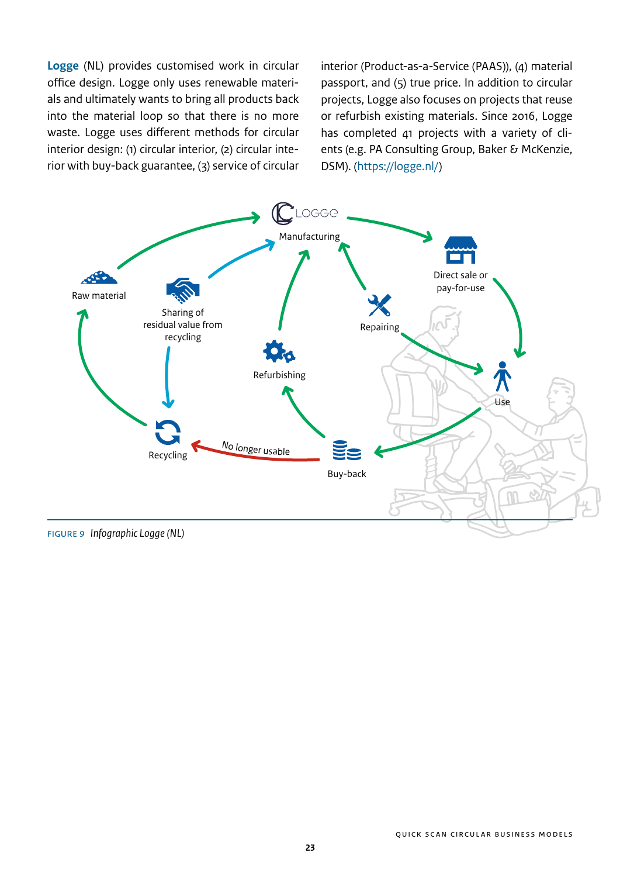**Logge** (NL) provides customised work in circular office design. Logge only uses renewable materials and ultimately wants to bring all products back into the material loop so that there is no more waste. Logge uses different methods for circular interior design: (1) circular interior, (2) circular interior with buy-back guarantee, (3) service of circular interior (Product-as-a-Service (PAAS)), (4) material passport, and (5) true price. In addition to circular projects, Logge also focuses on projects that reuse or refurbish existing materials. Since 2016, Logge has completed 41 projects with a variety of clients (e.g. PA Consulting Group, Baker & McKenzie, DSM). (https://logge.nl/)

LOGGE
Manufacturing
Direct sale or pay-for-use
Raw material
Sharing of residual value from recycling
Repairing
Refurbishing
Use
Recycling
No longer usable
Buy-back

FIGURE 9 *Infographic Logge (NL)*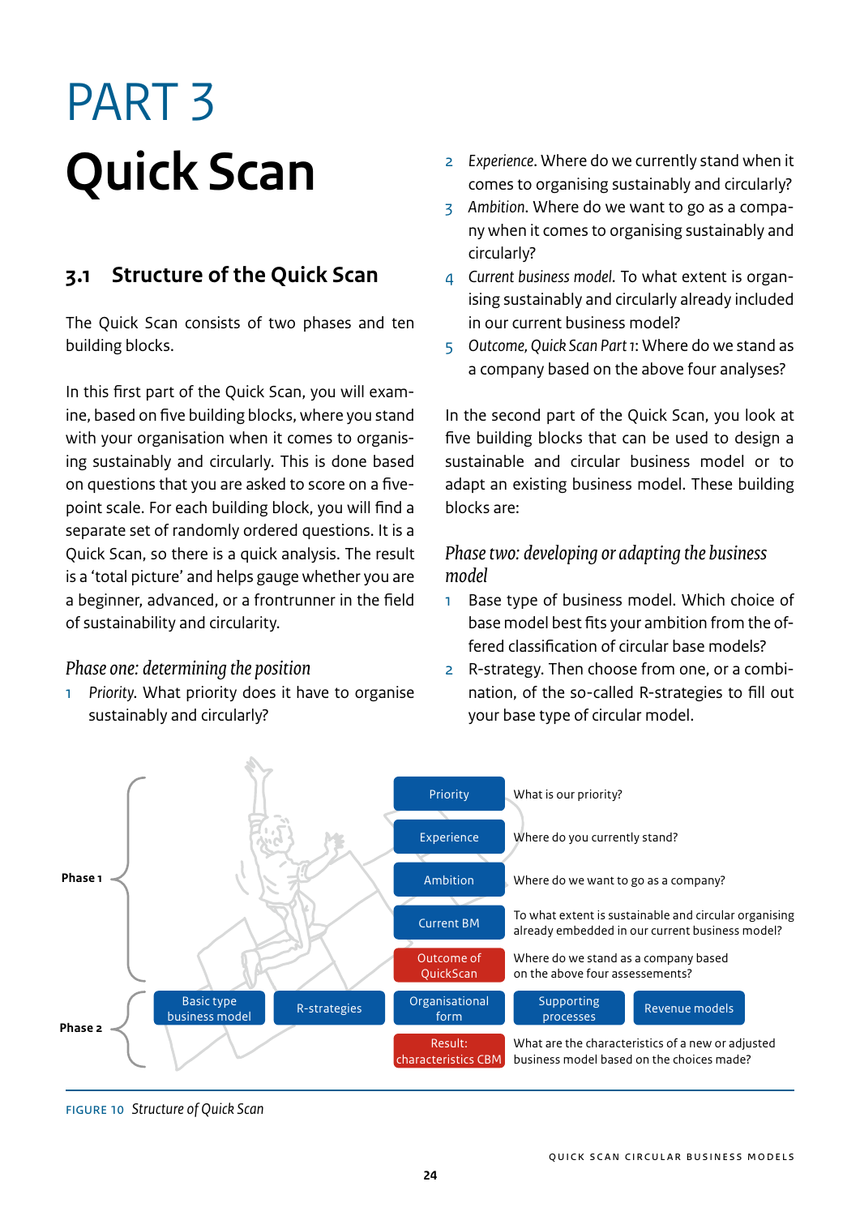# PART 3
# Quick Scan

## 3.1 Structure of the Quick Scan

The Quick Scan consists of two phases and ten building blocks.

In this first part of the Quick Scan, you will examine, based on five building blocks, where you stand with your organisation when it comes to organising sustainably and circularly. This is done based on questions that you are asked to score on a five-point scale. For each building block, you will find a separate set of randomly ordered questions. It is a Quick Scan, so there is a quick analysis. The result is a 'total picture' and helps gauge whether you are a beginner, advanced, or a frontrunner in the field of sustainability and circularity.

*Phase one: determining the position*

1. *Priority*. What priority does it have to organise sustainably and circularly?
2. *Experience*. Where do we currently stand when it comes to organising sustainably and circularly?
3. *Ambition*. Where do we want to go as a company when it comes to organising sustainably and circularly?
4. *Current business model*. To what extent is organising sustainably and circularly already included in our current business model?
5. *Outcome, Quick Scan Part 1*: Where do we stand as a company based on the above four analyses?

In the second part of the Quick Scan, you look at five building blocks that can be used to design a sustainable and circular business model or to adapt an existing business model. These building blocks are:

*Phase two: developing or adapting the business model*

1. Base type of business model. Which choice of base model best fits your ambition from the offered classification of circular base models?
2. R-strategy. Then choose from one, or a combination, of the so-called R-strategies to fill out your base type of circular model.

Phase 1

Priority — What is our priority?

Experience — Where do you currently stand?

Ambition — Where do we want to go as a company?

Current BM — To what extent is sustainable and circular organising already embedded in our current business model?

Outcome of QuickScan — Where do we stand as a company based on the above four assessments?

Phase 2

Basic type business model

R-strategies

Organisational form

Supporting processes

Revenue models

Result: characteristics CBM — What are the characteristics of a new or adjusted business model based on the choices made?

FIGURE 10 *Structure of Quick Scan*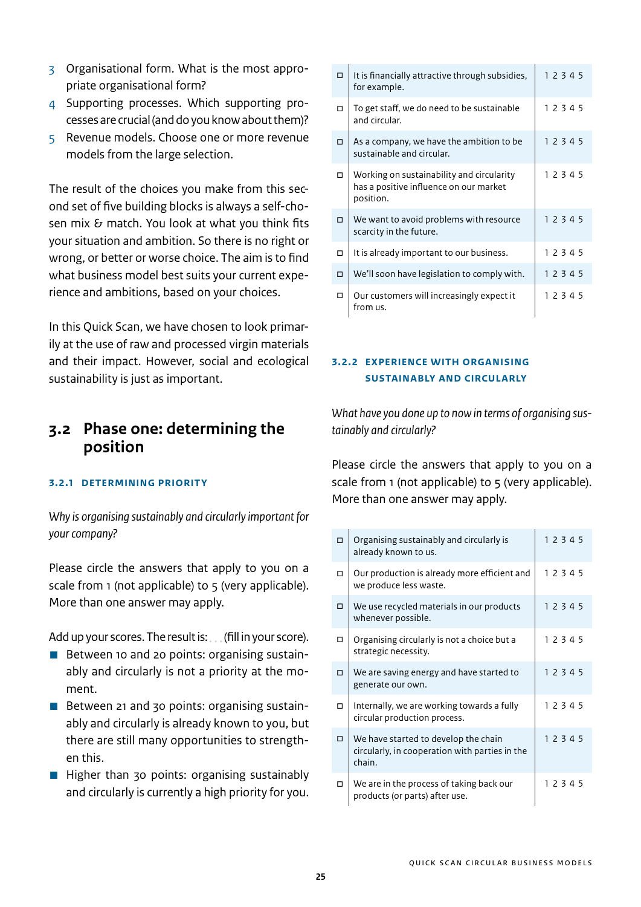3. Organisational form. What is the most appropriate organisational form?
4. Supporting processes. Which supporting processes are crucial (and do you know about them)?
5. Revenue models. Choose one or more revenue models from the large selection.

The result of the choices you make from this second set of five building blocks is always a self-chosen mix & match. You look at what you think fits your situation and ambition. So there is no right or wrong, or better or worse choice. The aim is to find what business model best suits your current experience and ambitions, based on your choices.

In this Quick Scan, we have chosen to look primarily at the use of raw and processed virgin materials and their impact. However, social and ecological sustainability is just as important.

## 3.2 Phase one: determining the position

### 3.2.1 DETERMINING PRIORITY

*Why is organising sustainably and circularly important for your company?*

Please circle the answers that apply to you on a scale from 1 (not applicable) to 5 (very applicable). More than one answer may apply.

Add up your scores. The result is: . . . (fill in your score).

- Between 10 and 20 points: organising sustainably and circularly is not a priority at the moment.
- Between 21 and 30 points: organising sustainably and circularly is already known to you, but there are still many opportunities to strengthen this.
- Higher than 30 points: organising sustainably and circularly is currently a high priority for you.

| | | |
|---|---|---|
| ◻ | It is financially attractive through subsidies, for example. | 1 2 3 4 5 |
| ◻ | To get staff, we do need to be sustainable and circular. | 1 2 3 4 5 |
| ◻ | As a company, we have the ambition to be sustainable and circular. | 1 2 3 4 5 |
| ◻ | Working on sustainability and circularity has a positive influence on our market position. | 1 2 3 4 5 |
| ◻ | We want to avoid problems with resource scarcity in the future. | 1 2 3 4 5 |
| ◻ | It is already important to our business. | 1 2 3 4 5 |
| ◻ | We'll soon have legislation to comply with. | 1 2 3 4 5 |
| ◻ | Our customers will increasingly expect it from us. | 1 2 3 4 5 |

### 3.2.2 EXPERIENCE WITH ORGANISING SUSTAINABLY AND CIRCULARLY

*What have you done up to now in terms of organising sustainably and circularly?*

Please circle the answers that apply to you on a scale from 1 (not applicable) to 5 (very applicable). More than one answer may apply.

| | | |
|---|---|---|
| ◻ | Organising sustainably and circularly is already known to us. | 1 2 3 4 5 |
| ◻ | Our production is already more efficient and we produce less waste. | 1 2 3 4 5 |
| ◻ | We use recycled materials in our products whenever possible. | 1 2 3 4 5 |
| ◻ | Organising circularly is not a choice but a strategic necessity. | 1 2 3 4 5 |
| ◻ | We are saving energy and have started to generate our own. | 1 2 3 4 5 |
| ◻ | Internally, we are working towards a fully circular production process. | 1 2 3 4 5 |
| ◻ | We have started to develop the chain circularly, in cooperation with parties in the chain. | 1 2 3 4 5 |
| ◻ | We are in the process of taking back our products (or parts) after use. | 1 2 3 4 5 |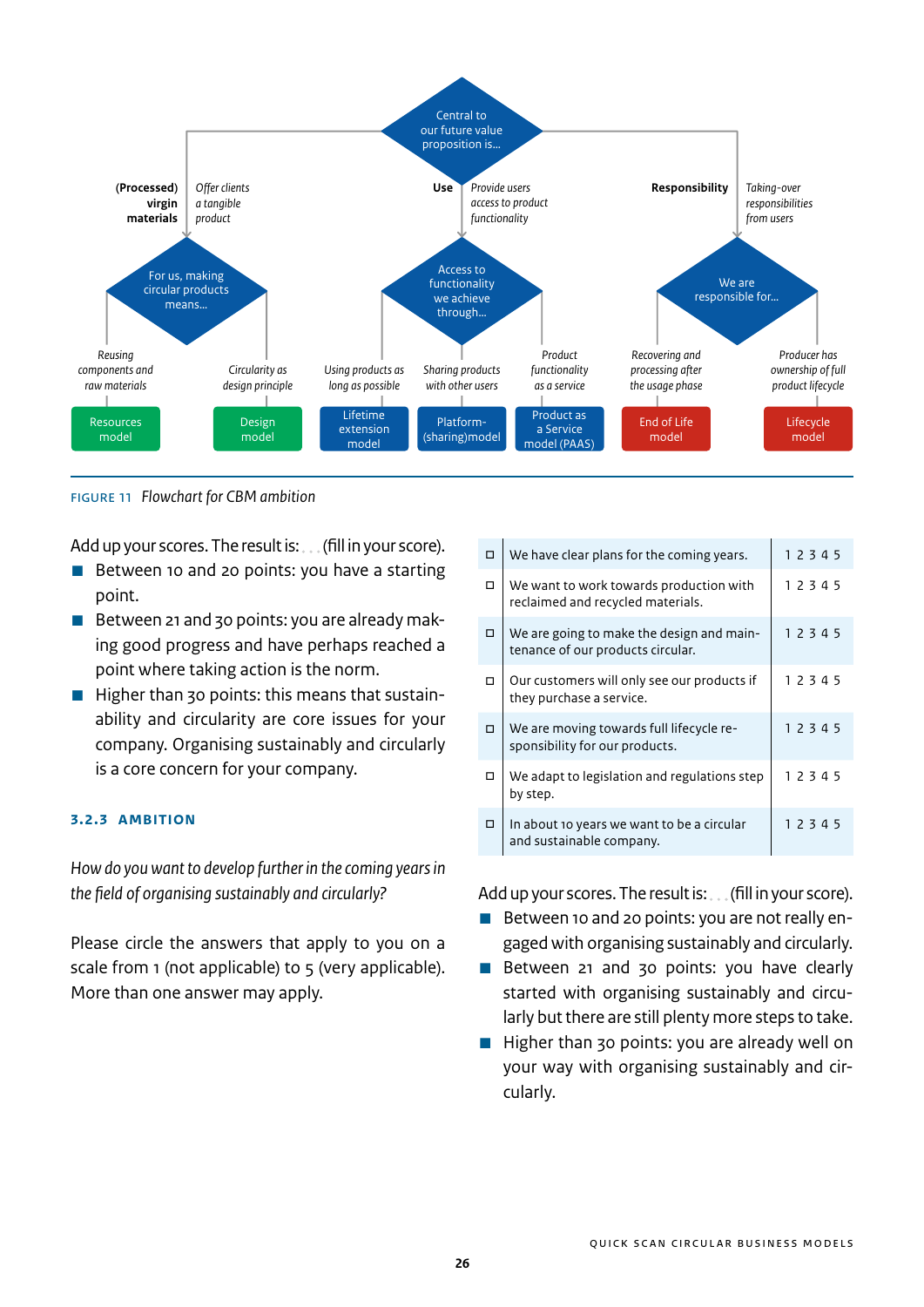Central to our future value proposition is...

(Processed) virgin materials

*Offer clients a tangible product*

Use

*Provide users access to product functionality*

Responsibility

*Taking-over responsibilities from users*

For us, making circular products means...

Access to functionality we achieve through...

We are responsible for...

*Reusing components and raw materials*

*Circularity as design principle*

*Using products as long as possible*

*Sharing products with other users*

*Product functionality as a service*

*Recovering and processing after the usage phase*

*Producer has ownership of full product lifecycle*

Resources model

Design model

Lifetime extension model

Platform-(sharing)model

Product as a Service model (PAAS)

End of Life model

Lifecycle model

FIGURE 11 *Flowchart for CBM ambition*

Add up your scores. The result is: . . . (fill in your score).

- Between 10 and 20 points: you have a starting point.
- Between 21 and 30 points: you are already making good progress and have perhaps reached a point where taking action is the norm.
- Higher than 30 points: this means that sustainability and circularity are core issues for your company. Organising sustainably and circularly is a core concern for your company.

### 3.2.3 AMBITION

*How do you want to develop further in the coming years in the field of organising sustainably and circularly?*

Please circle the answers that apply to you on a scale from 1 (not applicable) to 5 (very applicable). More than one answer may apply.

| | | |
|---|---|---|
| ☐ | We have clear plans for the coming years. | 1 2 3 4 5 |
| ☐ | We want to work towards production with reclaimed and recycled materials. | 1 2 3 4 5 |
| ☐ | We are going to make the design and maintenance of our products circular. | 1 2 3 4 5 |
| ☐ | Our customers will only see our products if they purchase a service. | 1 2 3 4 5 |
| ☐ | We are moving towards full lifecycle responsibility for our products. | 1 2 3 4 5 |
| ☐ | We adapt to legislation and regulations step by step. | 1 2 3 4 5 |
| ☐ | In about 10 years we want to be a circular and sustainable company. | 1 2 3 4 5 |

Add up your scores. The result is: . . . (fill in your score).

- Between 10 and 20 points: you are not really engaged with organising sustainably and circularly.
- Between 21 and 30 points: you have clearly started with organising sustainably and circularly but there are still plenty more steps to take.
- Higher than 30 points: you are already well on your way with organising sustainably and circularly.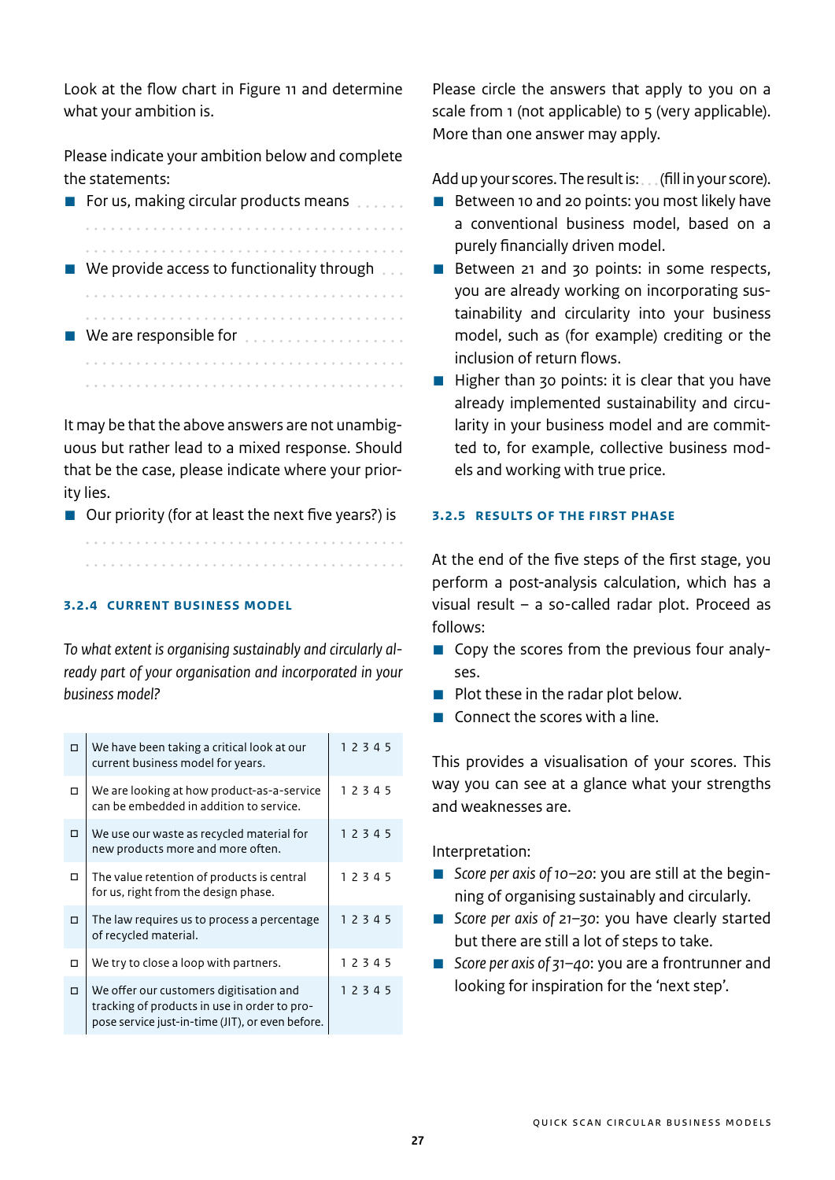Look at the flow chart in Figure 11 and determine what your ambition is.

Please indicate your ambition below and complete the statements:

- For us, making circular products means . . . . . .
  . . . . . . . . . . . . . . . . . . . . . . . . . . . . . . . . . . . . . . .
  . . . . . . . . . . . . . . . . . . . . . . . . . . . . . . . . . . . . . . .
- We provide access to functionality through . . .
  . . . . . . . . . . . . . . . . . . . . . . . . . . . . . . . . . . . . . . .
  . . . . . . . . . . . . . . . . . . . . . . . . . . . . . . . . . . . . . . .
- We are responsible for . . . . . . . . . . . . . . . . . . .
  . . . . . . . . . . . . . . . . . . . . . . . . . . . . . . . . . . . . . . .
  . . . . . . . . . . . . . . . . . . . . . . . . . . . . . . . . . . . . . . .

It may be that the above answers are not unambiguous but rather lead to a mixed response. Should that be the case, please indicate where your priority lies.

- Our priority (for at least the next five years?) is
  . . . . . . . . . . . . . . . . . . . . . . . . . . . . . . . . . . . . . . .
  . . . . . . . . . . . . . . . . . . . . . . . . . . . . . . . . . . . . . . .

### 3.2.4 CURRENT BUSINESS MODEL

*To what extent is organising sustainably and circularly already part of your organisation and incorporated in your business model?*

| | | |
|---|---|---|
| ☐ | We have been taking a critical look at our current business model for years. | 1 2 3 4 5 |
| ☐ | We are looking at how product-as-a-service can be embedded in addition to service. | 1 2 3 4 5 |
| ☐ | We use our waste as recycled material for new products more and more often. | 1 2 3 4 5 |
| ☐ | The value retention of products is central for us, right from the design phase. | 1 2 3 4 5 |
| ☐ | The law requires us to process a percentage of recycled material. | 1 2 3 4 5 |
| ☐ | We try to close a loop with partners. | 1 2 3 4 5 |
| ☐ | We offer our customers digitisation and tracking of products in use in order to propose service just-in-time (JIT), or even before. | 1 2 3 4 5 |

Please circle the answers that apply to you on a scale from 1 (not applicable) to 5 (very applicable). More than one answer may apply.

Add up your scores. The result is: . . . (fill in your score).

- Between 10 and 20 points: you most likely have a conventional business model, based on a purely financially driven model.
- Between 21 and 30 points: in some respects, you are already working on incorporating sustainability and circularity into your business model, such as (for example) crediting or the inclusion of return flows.
- Higher than 30 points: it is clear that you have already implemented sustainability and circularity in your business model and are committed to, for example, collective business models and working with true price.

### 3.2.5 RESULTS OF THE FIRST PHASE

At the end of the five steps of the first stage, you perform a post-analysis calculation, which has a visual result – a so-called radar plot. Proceed as follows:

- Copy the scores from the previous four analyses.
- Plot these in the radar plot below.
- Connect the scores with a line.

This provides a visualisation of your scores. This way you can see at a glance what your strengths and weaknesses are.

Interpretation:

- *Score per axis of* 10–20: you are still at the beginning of organising sustainably and circularly.
- *Score per axis of* 21–30: you have clearly started but there are still a lot of steps to take.
- *Score per axis of* 31–40: you are a frontrunner and looking for inspiration for the 'next step'.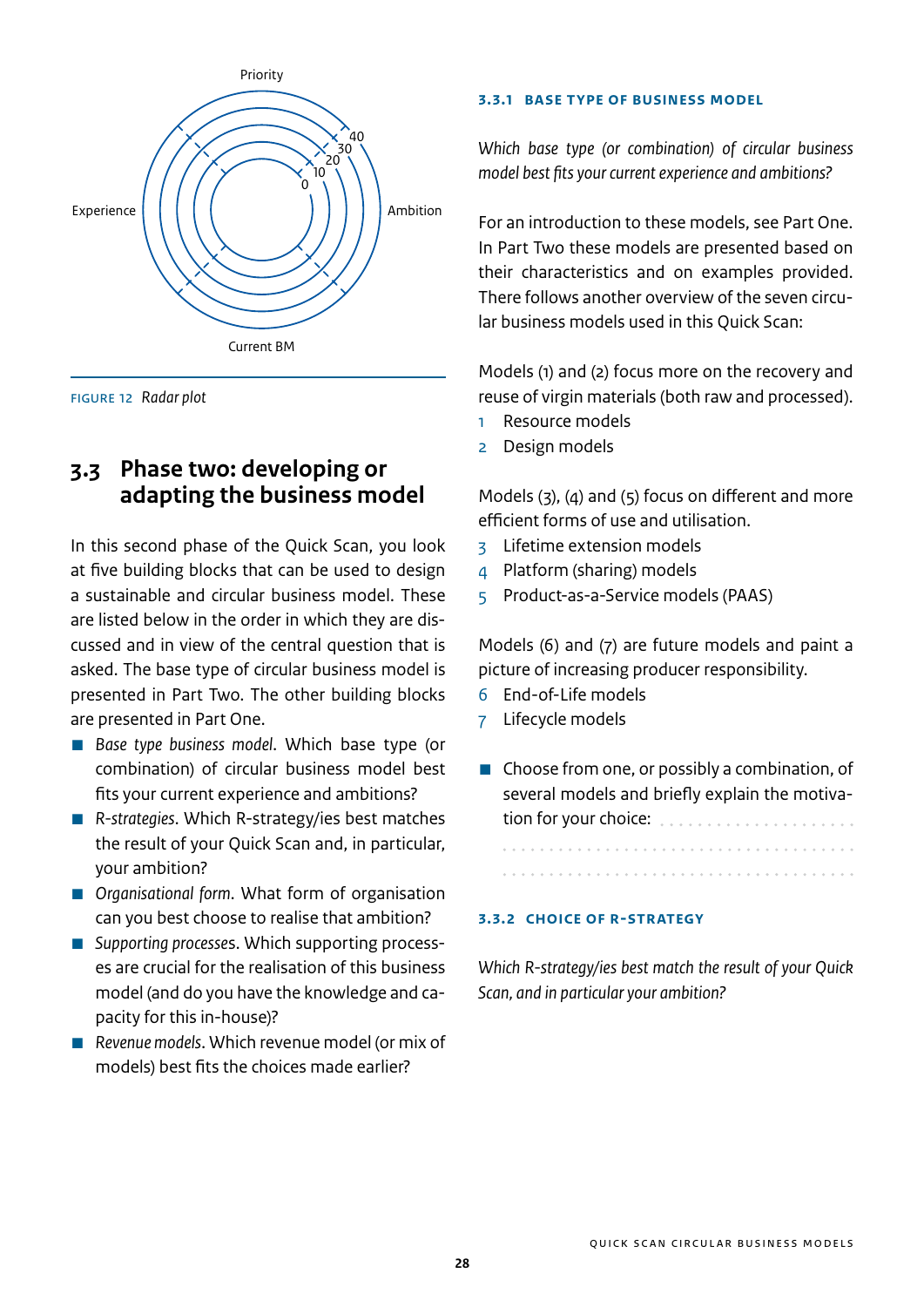Priority

40
30
20
10
0

Experience

Ambition

Current BM

FIGURE 12 *Radar plot*

## 3.3 Phase two: developing or adapting the business model

In this second phase of the Quick Scan, you look at five building blocks that can be used to design a sustainable and circular business model. These are listed below in the order in which they are discussed and in view of the central question that is asked. The base type of circular business model is presented in Part Two. The other building blocks are presented in Part One.

- *Base type business model*. Which base type (or combination) of circular business model best fits your current experience and ambitions?
- *R-strategies*. Which R-strategy/ies best matches the result of your Quick Scan and, in particular, your ambition?
- *Organisational form*. What form of organisation can you best choose to realise that ambition?
- *Supporting processes*. Which supporting processes are crucial for the realisation of this business model (and do you have the knowledge and capacity for this in-house)?
- *Revenue models*. Which revenue model (or mix of models) best fits the choices made earlier?

### 3.3.1 BASE TYPE OF BUSINESS MODEL

*Which base type (or combination) of circular business model best fits your current experience and ambitions?*

For an introduction to these models, see Part One. In Part Two these models are presented based on their characteristics and on examples provided. There follows another overview of the seven circular business models used in this Quick Scan:

Models (1) and (2) focus more on the recovery and reuse of virgin materials (both raw and processed).

1. Resource models
2. Design models

Models (3), (4) and (5) focus on different and more efficient forms of use and utilisation.

3. Lifetime extension models
4. Platform (sharing) models
5. Product-as-a-Service models (PAAS)

Models (6) and (7) are future models and paint a picture of increasing producer responsibility.

6. End-of-Life models
7. Lifecycle models

- Choose from one, or possibly a combination, of several models and briefly explain the motivation for your choice: . . . . . . . . . . . . . . . . . . . . . . . . . . . . . . . . . . . . . . . . . . . . . . . . . . . . . . . . . . . . . . . . . . . . . . . . . . . . . . . . . . . . . . . . . . . . . . . . . . . . . . . . . . .

### 3.3.2 CHOICE OF R-STRATEGY

*Which R-strategy/ies best match the result of your Quick Scan, and in particular your ambition?*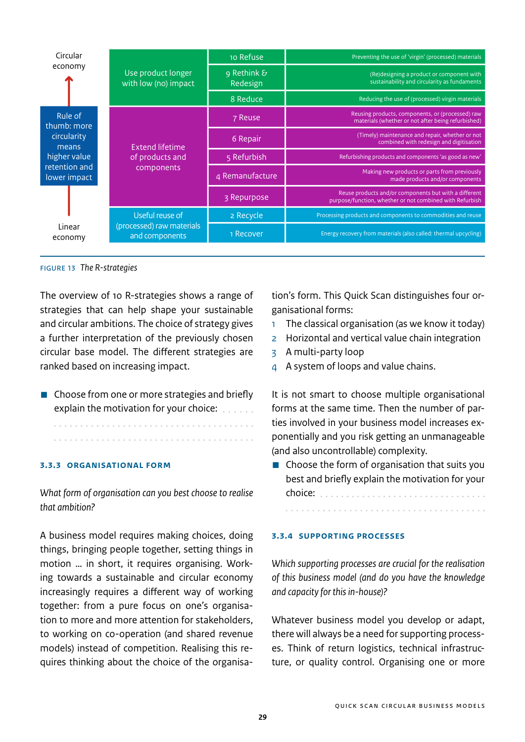| | | | |
|---|---|---|---|
| Circular economy | Use product longer with low (no) impact | 10 Refuse | Preventing the use of 'virgin' (processed) materials |
| | | 9 Rethink & Redesign | (Re)designing a product or component with sustainability and circularity as fundaments |
| | | 8 Reduce | Reducing the use of (processed) virgin materials |
| Rule of thumb: more circularity means higher value retention and lower impact | Extend lifetime of products and components | 7 Reuse | Reusing products, components, or (processed) raw materials (whether or not after being refurbished) |
| | | 6 Repair | (Timely) maintenance and repair, whether or not combined with redesign and digitisation |
| | | 5 Refurbish | Refurbishing products and components 'as good as new' |
| | | 4 Remanufacture | Making new products or parts from previously made products and/or components |
| | | 3 Repurpose | Reuse products and/or components but with a different purpose/function, whether or not combined with Refurbish |
| Linear economy | Useful reuse of (processed) raw materials and components | 2 Recycle | Processing products and components to commodities and reuse |
| | | 1 Recover | Energy recovery from materials (also called: thermal upcycling) |

FIGURE 13 *The R-strategies*

The overview of 10 R-strategies shows a range of strategies that can help shape your sustainable and circular ambitions. The choice of strategy gives a further interpretation of the previously chosen circular base model. The different strategies are ranked based on increasing impact.

- Choose from one or more strategies and briefly explain the motivation for your choice: . . . . . .
  . . . . . . . . . . . . . . . . . . . . . . . . . . . . . . . . . . . . .
  . . . . . . . . . . . . . . . . . . . . . . . . . . . . . . . . . . . . .

### 3.3.3 ORGANISATIONAL FORM

*What form of organisation can you best choose to realise that ambition?*

A business model requires making choices, doing things, bringing people together, setting things in motion ... in short, it requires organising. Working towards a sustainable and circular economy increasingly requires a different way of working together: from a pure focus on one's organisation to more and more attention for stakeholders, to working on co-operation (and shared revenue models) instead of competition. Realising this requires thinking about the choice of the organisation's form. This Quick Scan distinguishes four organisational forms:

1. The classical organisation (as we know it today)
2. Horizontal and vertical value chain integration
3. A multi-party loop
4. A system of loops and value chains.

It is not smart to choose multiple organisational forms at the same time. Then the number of parties involved in your business model increases exponentially and you risk getting an unmanageable (and also uncontrollable) complexity.

- Choose the form of organisation that suits you best and briefly explain the motivation for your choice: . . . . . . . . . . . . . . . . . . . . . . . . . . . . .
  . . . . . . . . . . . . . . . . . . . . . . . . . . . . . . . . . . . . .

### 3.3.4 SUPPORTING PROCESSES

*Which supporting processes are crucial for the realisation of this business model (and do you have the knowledge and capacity for this in-house)?*

Whatever business model you develop or adapt, there will always be a need for supporting processes. Think of return logistics, technical infrastructure, or quality control. Organising one or more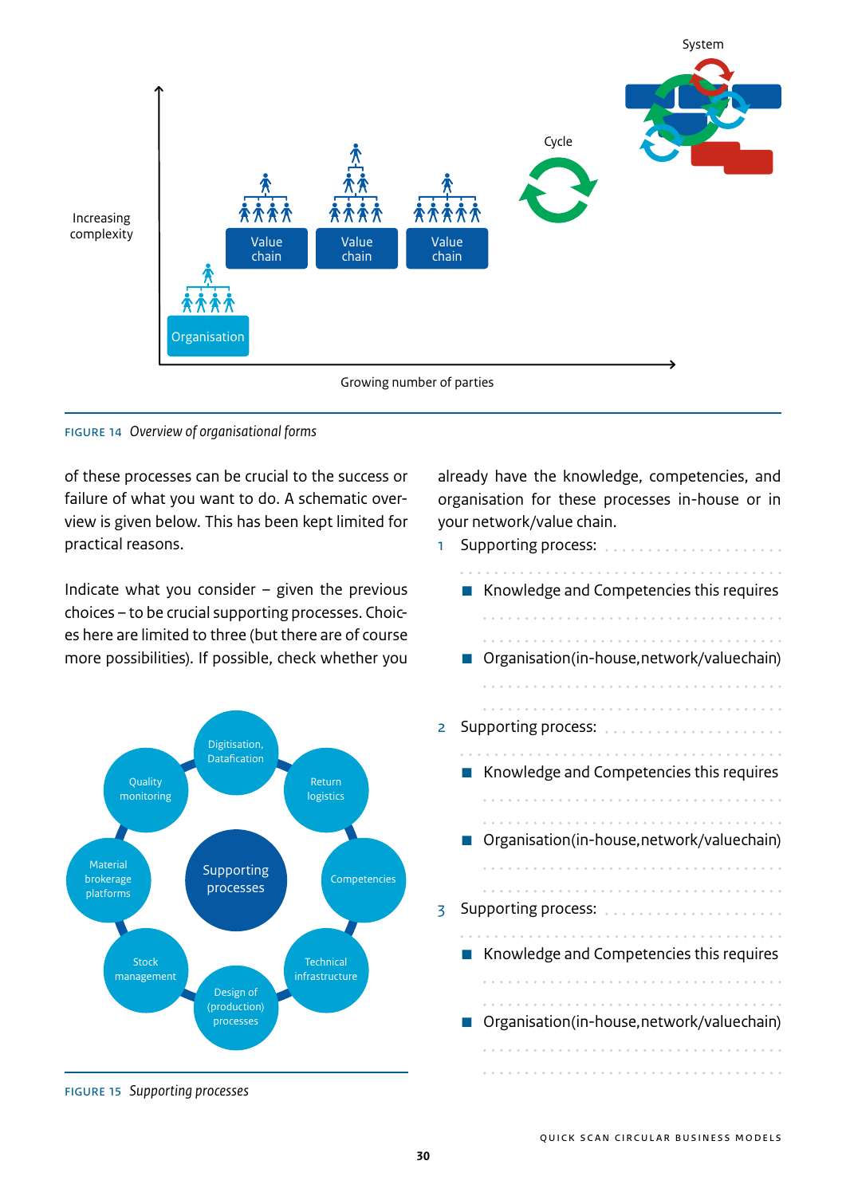System

Cycle

Increasing complexity

Value chain

Value chain

Value chain

Organisation

Growing number of parties

FIGURE 14 *Overview of organisational forms*

of these processes can be crucial to the success or failure of what you want to do. A schematic overview is given below. This has been kept limited for practical reasons.

Indicate what you consider – given the previous choices – to be crucial supporting processes. Choices here are limited to three (but there are of course more possibilities). If possible, check whether you already have the knowledge, competencies, and organisation for these processes in-house or in your network/value chain.

Supporting processes

Digitisation, Datafication

Return logistics

Competencies

Technical infrastructure

Design of (production) processes

Stock management

Material brokerage platforms

Quality monitoring

FIGURE 15 *Supporting processes*

1 Supporting process: . . . . . . . . . . . . . . . . . . . . .

. . . . . . . . . . . . . . . . . . . . . . . . . . . . . . . . . . . . . . . .

- Knowledge and Competencies this requires

  . . . . . . . . . . . . . . . . . . . . . . . . . . . . . . . . . . . . . .

  . . . . . . . . . . . . . . . . . . . . . . . . . . . . . . . . . . . . . .

- Organisation (in-house, network/value chain)

  . . . . . . . . . . . . . . . . . . . . . . . . . . . . . . . . . . . . . .

  . . . . . . . . . . . . . . . . . . . . . . . . . . . . . . . . . . . . . .

2 Supporting process: . . . . . . . . . . . . . . . . . . . . .

. . . . . . . . . . . . . . . . . . . . . . . . . . . . . . . . . . . . . . . .

- Knowledge and Competencies this requires

  . . . . . . . . . . . . . . . . . . . . . . . . . . . . . . . . . . . . . .

  . . . . . . . . . . . . . . . . . . . . . . . . . . . . . . . . . . . . . .

- Organisation (in-house, network/value chain)

  . . . . . . . . . . . . . . . . . . . . . . . . . . . . . . . . . . . . . .

  . . . . . . . . . . . . . . . . . . . . . . . . . . . . . . . . . . . . . .

3 Supporting process: . . . . . . . . . . . . . . . . . . . . .

. . . . . . . . . . . . . . . . . . . . . . . . . . . . . . . . . . . . . . . .

- Knowledge and Competencies this requires

  . . . . . . . . . . . . . . . . . . . . . . . . . . . . . . . . . . . . . .

  . . . . . . . . . . . . . . . . . . . . . . . . . . . . . . . . . . . . . .

- Organisation (in-house, network/value chain)

  . . . . . . . . . . . . . . . . . . . . . . . . . . . . . . . . . . . . . .

  . . . . . . . . . . . . . . . . . . . . . . . . . . . . . . . . . . . . . .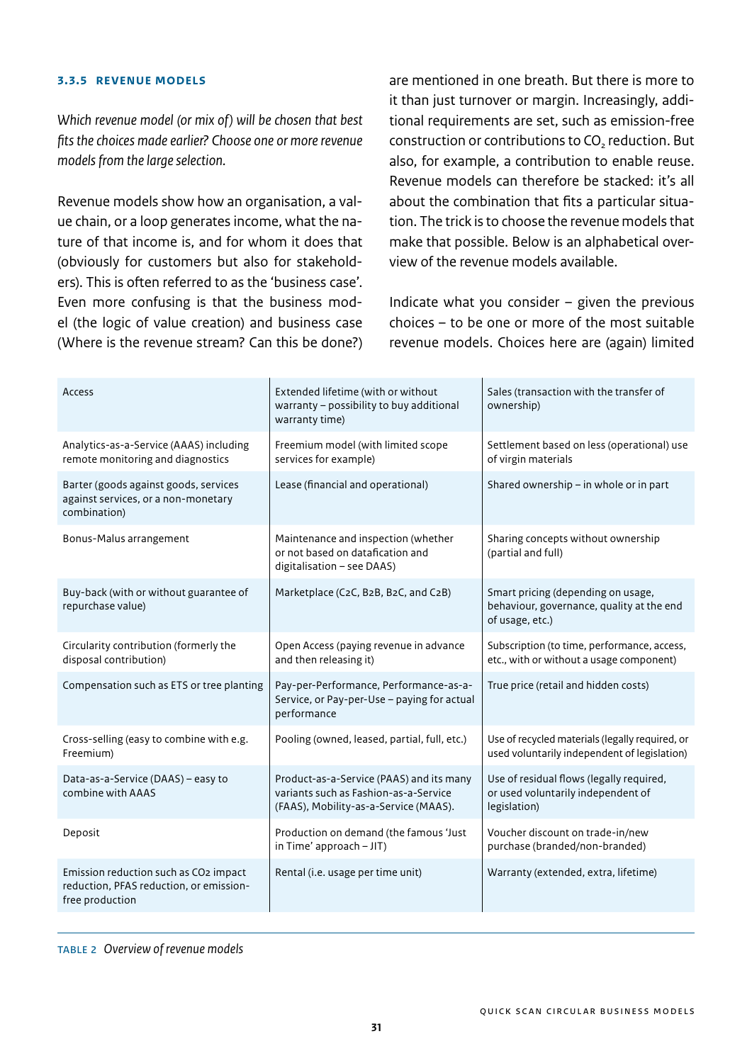### 3.3.5 REVENUE MODELS

*Which revenue model (or mix of) will be chosen that best fits the choices made earlier? Choose one or more revenue models from the large selection.*

Revenue models show how an organisation, a value chain, or a loop generates income, what the nature of that income is, and for whom it does that (obviously for customers but also for stakeholders). This is often referred to as the 'business case'. Even more confusing is that the business model (the logic of value creation) and business case (Where is the revenue stream? Can this be done?) are mentioned in one breath. But there is more to it than just turnover or margin. Increasingly, additional requirements are set, such as emission-free construction or contributions to $CO_2$ reduction. But also, for example, a contribution to enable reuse. Revenue models can therefore be stacked: it's all about the combination that fits a particular situation. The trick is to choose the revenue models that make that possible. Below is an alphabetical overview of the revenue models available.

Indicate what you consider – given the previous choices – to be one or more of the most suitable revenue models. Choices here are (again) limited

| | | |
|---|---|---|
| Access | Extended lifetime (with or without warranty – possibility to buy additional warranty time) | Sales (transaction with the transfer of ownership) |
| Analytics-as-a-Service (AAAS) including remote monitoring and diagnostics | Freemium model (with limited scope services for example) | Settlement based on less (operational) use of virgin materials |
| Barter (goods against goods, services against services, or a non-monetary combination) | Lease (financial and operational) | Shared ownership – in whole or in part |
| Bonus-Malus arrangement | Maintenance and inspection (whether or not based on datafication and digitalisation – see DAAS) | Sharing concepts without ownership (partial and full) |
| Buy-back (with or without guarantee of repurchase value) | Marketplace (C2C, B2B, B2C, and C2B) | Smart pricing (depending on usage, behaviour, governance, quality at the end of usage, etc.) |
| Circularity contribution (formerly the disposal contribution) | Open Access (paying revenue in advance and then releasing it) | Subscription (to time, performance, access, etc., with or without a usage component) |
| Compensation such as ETS or tree planting | Pay-per-Performance, Performance-as-a-Service, or Pay-per-Use – paying for actual performance | True price (retail and hidden costs) |
| Cross-selling (easy to combine with e.g. Freemium) | Pooling (owned, leased, partial, full, etc.) | Use of recycled materials (legally required, or used voluntarily independent of legislation) |
| Data-as-a-Service (DAAS) – easy to combine with AAAS | Product-as-a-Service (PAAS) and its many variants such as Fashion-as-a-Service (FAAS), Mobility-as-a-Service (MAAS). | Use of residual flows (legally required, or used voluntarily independent of legislation) |
| Deposit | Production on demand (the famous 'Just in Time' approach – JIT) | Voucher discount on trade-in/new purchase (branded/non-branded) |
| Emission reduction such as $CO_2$ impact reduction, PFAS reduction, or emission-free production | Rental (i.e. usage per time unit) | Warranty (extended, extra, lifetime) |

TABLE 2 *Overview of revenue models*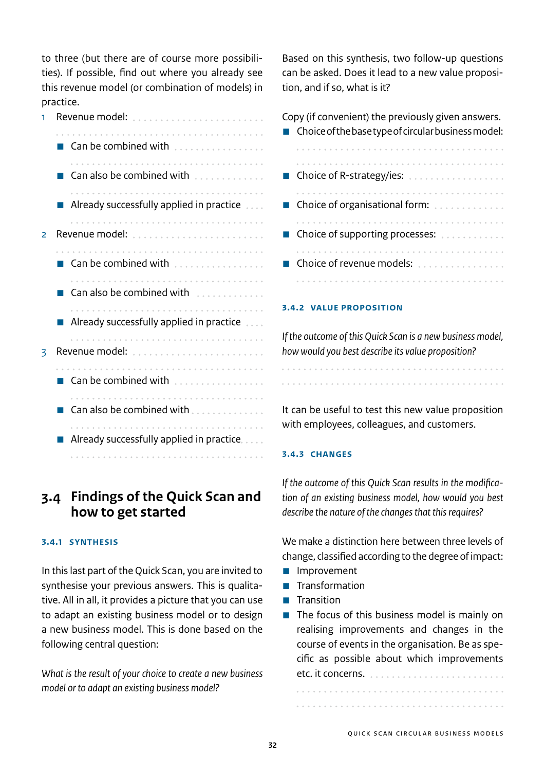to three (but there are of course more possibilities). If possible, find out where you already see this revenue model (or combination of models) in practice.

1 Revenue model: . . . . . . . . . . . . . . . . . . . . . . . .
. . . . . . . . . . . . . . . . . . . . . . . . . . . . . . . . . . . . . .
- Can be combined with . . . . . . . . . . . . . . . . .
. . . . . . . . . . . . . . . . . . . . . . . . . . . . . . . . . . . .
- Can also be combined with . . . . . . . . . . . . .
. . . . . . . . . . . . . . . . . . . . . . . . . . . . . . . . . . . .
- Already successfully applied in practice . . . .
. . . . . . . . . . . . . . . . . . . . . . . . . . . . . . . . . . . .

2 Revenue model: . . . . . . . . . . . . . . . . . . . . . . . .
. . . . . . . . . . . . . . . . . . . . . . . . . . . . . . . . . . . . . .
- Can be combined with . . . . . . . . . . . . . . . . .
. . . . . . . . . . . . . . . . . . . . . . . . . . . . . . . . . . . .
- Can also be combined with . . . . . . . . . . . . .
. . . . . . . . . . . . . . . . . . . . . . . . . . . . . . . . . . . .
- Already successfully applied in practice . . . .
. . . . . . . . . . . . . . . . . . . . . . . . . . . . . . . . . . . .

3 Revenue model: . . . . . . . . . . . . . . . . . . . . . . . .
. . . . . . . . . . . . . . . . . . . . . . . . . . . . . . . . . . . . . .
- Can be combined with . . . . . . . . . . . . . . . . .
. . . . . . . . . . . . . . . . . . . . . . . . . . . . . . . . . . . .
- Can also be combined with . . . . . . . . . . . . .
. . . . . . . . . . . . . . . . . . . . . . . . . . . . . . . . . . . .
- Already successfully applied in practice . . . .
. . . . . . . . . . . . . . . . . . . . . . . . . . . . . . . . . . . .

## 3.4 Findings of the Quick Scan and how to get started

### 3.4.1 SYNTHESIS

In this last part of the Quick Scan, you are invited to synthesise your previous answers. This is qualitative. All in all, it provides a picture that you can use to adapt an existing business model or to design a new business model. This is done based on the following central question:

*What is the result of your choice to create a new business model or to adapt an existing business model?*

Based on this synthesis, two follow-up questions can be asked. Does it lead to a new value proposition, and if so, what is it?

Copy (if convenient) the previously given answers.

- Choice of the base type of circular business model:
. . . . . . . . . . . . . . . . . . . . . . . . . . . . . . . . . . . .
. . . . . . . . . . . . . . . . . . . . . . . . . . . . . . . . . . . .
- Choice of R-strategy/ies: . . . . . . . . . . . . . . . . . .
. . . . . . . . . . . . . . . . . . . . . . . . . . . . . . . . . . . .
- Choice of organisational form: . . . . . . . . . . . . .
. . . . . . . . . . . . . . . . . . . . . . . . . . . . . . . . . . . .
- Choice of supporting processes: . . . . . . . . . . . .
. . . . . . . . . . . . . . . . . . . . . . . . . . . . . . . . . . . .
- Choice of revenue models: . . . . . . . . . . . . . . . .
. . . . . . . . . . . . . . . . . . . . . . . . . . . . . . . . . . . .

### 3.4.2 VALUE PROPOSITION

*If the outcome of this Quick Scan is a new business model, how would you best describe its value proposition?*

. . . . . . . . . . . . . . . . . . . . . . . . . . . . . . . . . . . . . .
. . . . . . . . . . . . . . . . . . . . . . . . . . . . . . . . . . . . . .

It can be useful to test this new value proposition with employees, colleagues, and customers.

### 3.4.3 CHANGES

*If the outcome of this Quick Scan results in the modification of an existing business model, how would you best describe the nature of the changes that this requires?*

We make a distinction here between three levels of change, classified according to the degree of impact:

- Improvement
- Transformation
- Transition
- The focus of this business model is mainly on realising improvements and changes in the course of events in the organisation. Be as specific as possible about which improvements etc. it concerns. . . . . . . . . . . . . . . . . . . . . . . . .
. . . . . . . . . . . . . . . . . . . . . . . . . . . . . . . . . . . .
. . . . . . . . . . . . . . . . . . . . . . . . . . . . . . . . . . . .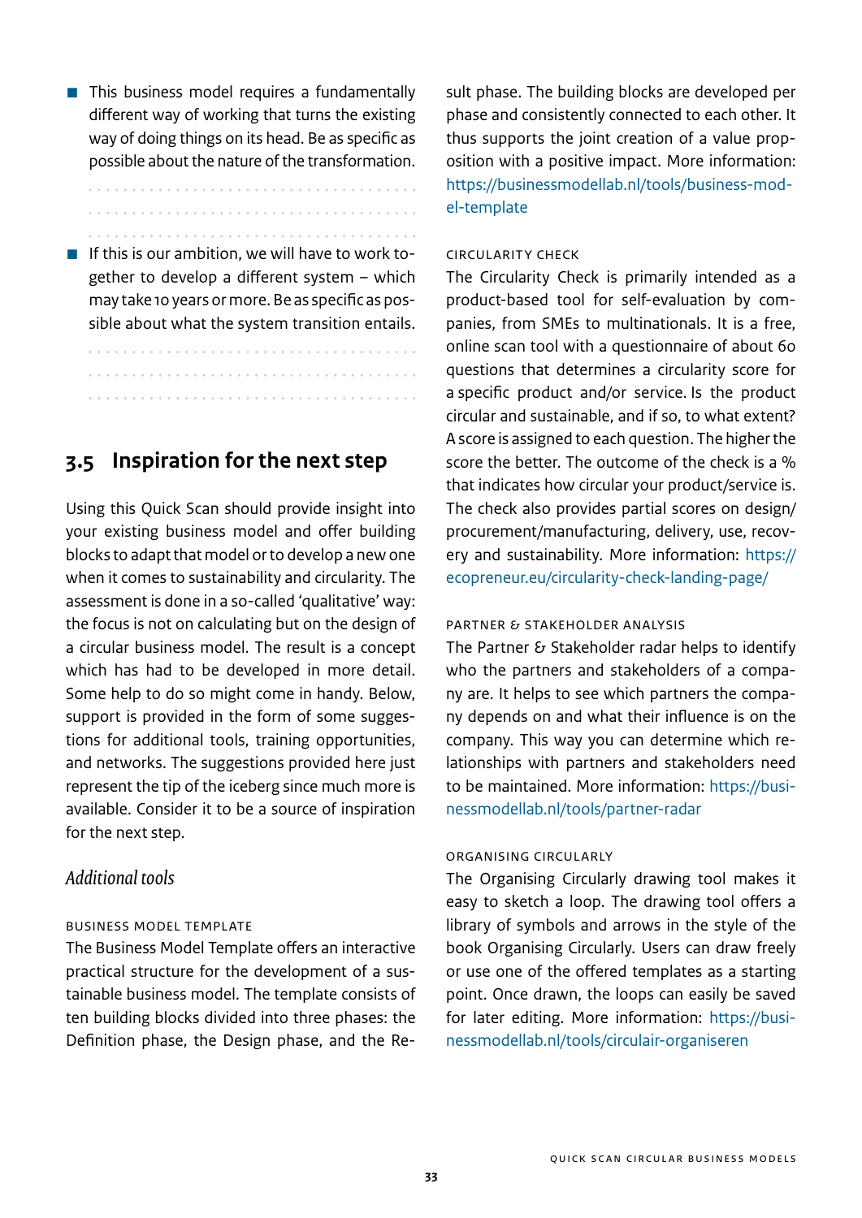- This business model requires a fundamentally different way of working that turns the existing way of doing things on its head. Be as specific as possible about the nature of the transformation.

. . . . . . . . . . . . . . . . . . . . . . . . . . . . . . . . . . . .
. . . . . . . . . . . . . . . . . . . . . . . . . . . . . . . . . . . .
. . . . . . . . . . . . . . . . . . . . . . . . . . . . . . . . . . . .

- If this is our ambition, we will have to work together to develop a different system – which may take 10 years or more. Be as specific as possible about what the system transition entails.

. . . . . . . . . . . . . . . . . . . . . . . . . . . . . . . . . . . .
. . . . . . . . . . . . . . . . . . . . . . . . . . . . . . . . . . . .
. . . . . . . . . . . . . . . . . . . . . . . . . . . . . . . . . . . .

## 3.5 Inspiration for the next step

Using this Quick Scan should provide insight into your existing business model and offer building blocks to adapt that model or to develop a new one when it comes to sustainability and circularity. The assessment is done in a so-called 'qualitative' way: the focus is not on calculating but on the design of a circular business model. The result is a concept which has had to be developed in more detail. Some help to do so might come in handy. Below, support is provided in the form of some suggestions for additional tools, training opportunities, and networks. The suggestions provided here just represent the tip of the iceberg since much more is available. Consider it to be a source of inspiration for the next step.

### *Additional tools*

#### BUSINESS MODEL TEMPLATE

The Business Model Template offers an interactive practical structure for the development of a sustainable business model. The template consists of ten building blocks divided into three phases: the Definition phase, the Design phase, and the Result phase. The building blocks are developed per phase and consistently connected to each other. It thus supports the joint creation of a value proposition with a positive impact. More information: https://businessmodellab.nl/tools/business-model-template

#### CIRCULARITY CHECK

The Circularity Check is primarily intended as a product-based tool for self-evaluation by companies, from SMEs to multinationals. It is a free, online scan tool with a questionnaire of about 60 questions that determines a circularity score for a specific product and/or service. Is the product circular and sustainable, and if so, to what extent? A score is assigned to each question. The higher the score the better. The outcome of the check is a % that indicates how circular your product/service is. The check also provides partial scores on design/procurement/manufacturing, delivery, use, recovery and sustainability. More information: https://ecopreneur.eu/circularity-check-landing-page/

#### PARTNER & STAKEHOLDER ANALYSIS

The Partner & Stakeholder radar helps to identify who the partners and stakeholders of a company are. It helps to see which partners the company depends on and what their influence is on the company. This way you can determine which relationships with partners and stakeholders need to be maintained. More information: https://businessmodellab.nl/tools/partner-radar

#### ORGANISING CIRCULARLY

The Organising Circularly drawing tool makes it easy to sketch a loop. The drawing tool offers a library of symbols and arrows in the style of the book Organising Circularly. Users can draw freely or use one of the offered templates as a starting point. Once drawn, the loops can easily be saved for later editing. More information: https://businessmodellab.nl/tools/circulair-organiseren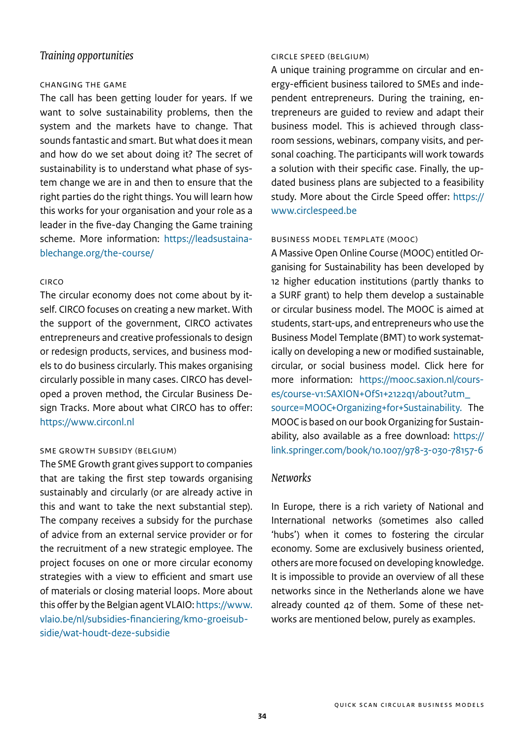## *Training opportunities*

### CHANGING THE GAME

The call has been getting louder for years. If we want to solve sustainability problems, then the system and the markets have to change. That sounds fantastic and smart. But what does it mean and how do we set about doing it? The secret of sustainability is to understand what phase of system change we are in and then to ensure that the right parties do the right things. You will learn how this works for your organisation and your role as a leader in the five-day Changing the Game training scheme. More information: https://leadsustainablechange.org/the-course/

### CIRCO

The circular economy does not come about by itself. CIRCO focuses on creating a new market. With the support of the government, CIRCO activates entrepreneurs and creative professionals to design or redesign products, services, and business models to do business circularly. This makes organising circularly possible in many cases. CIRCO has developed a proven method, the Circular Business Design Tracks. More about what CIRCO has to offer: https://www.circonl.nl

### SME GROWTH SUBSIDY (BELGIUM)

The SME Growth grant gives support to companies that are taking the first step towards organising sustainably and circularly (or are already active in this and want to take the next substantial step). The company receives a subsidy for the purchase of advice from an external service provider or for the recruitment of a new strategic employee. The project focuses on one or more circular economy strategies with a view to efficient and smart use of materials or closing material loops. More about this offer by the Belgian agent VLAIO: https://www.vlaio.be/nl/subsidies-financiering/kmo-groeisubsidie/wat-houdt-deze-subsidie

### CIRCLE SPEED (BELGIUM)

A unique training programme on circular and energy-efficient business tailored to SMEs and independent entrepreneurs. During the training, entrepreneurs are guided to review and adapt their business model. This is achieved through classroom sessions, webinars, company visits, and personal coaching. The participants will work towards a solution with their specific case. Finally, the updated business plans are subjected to a feasibility study. More about the Circle Speed offer: https://www.circlespeed.be

### BUSINESS MODEL TEMPLATE (MOOC)

A Massive Open Online Course (MOOC) entitled Organising for Sustainability has been developed by 12 higher education institutions (partly thanks to a SURF grant) to help them develop a sustainable or circular business model. The MOOC is aimed at students, start-ups, and entrepreneurs who use the Business Model Template (BMT) to work systematically on developing a new or modified sustainable, circular, or social business model. Click here for more information: https://mooc.saxion.nl/courses/course-v1:SAXION+OfS1+2122q1/about?utm_source=MOOC+Organizing+for+Sustainability. The MOOC is based on our book Organizing for Sustainability, also available as a free download: https://link.springer.com/book/10.1007/978-3-030-78157-6

## *Networks*

In Europe, there is a rich variety of National and International networks (sometimes also called 'hubs') when it comes to fostering the circular economy. Some are exclusively business oriented, others are more focused on developing knowledge. It is impossible to provide an overview of all these networks since in the Netherlands alone we have already counted 42 of them. Some of these networks are mentioned below, purely as examples.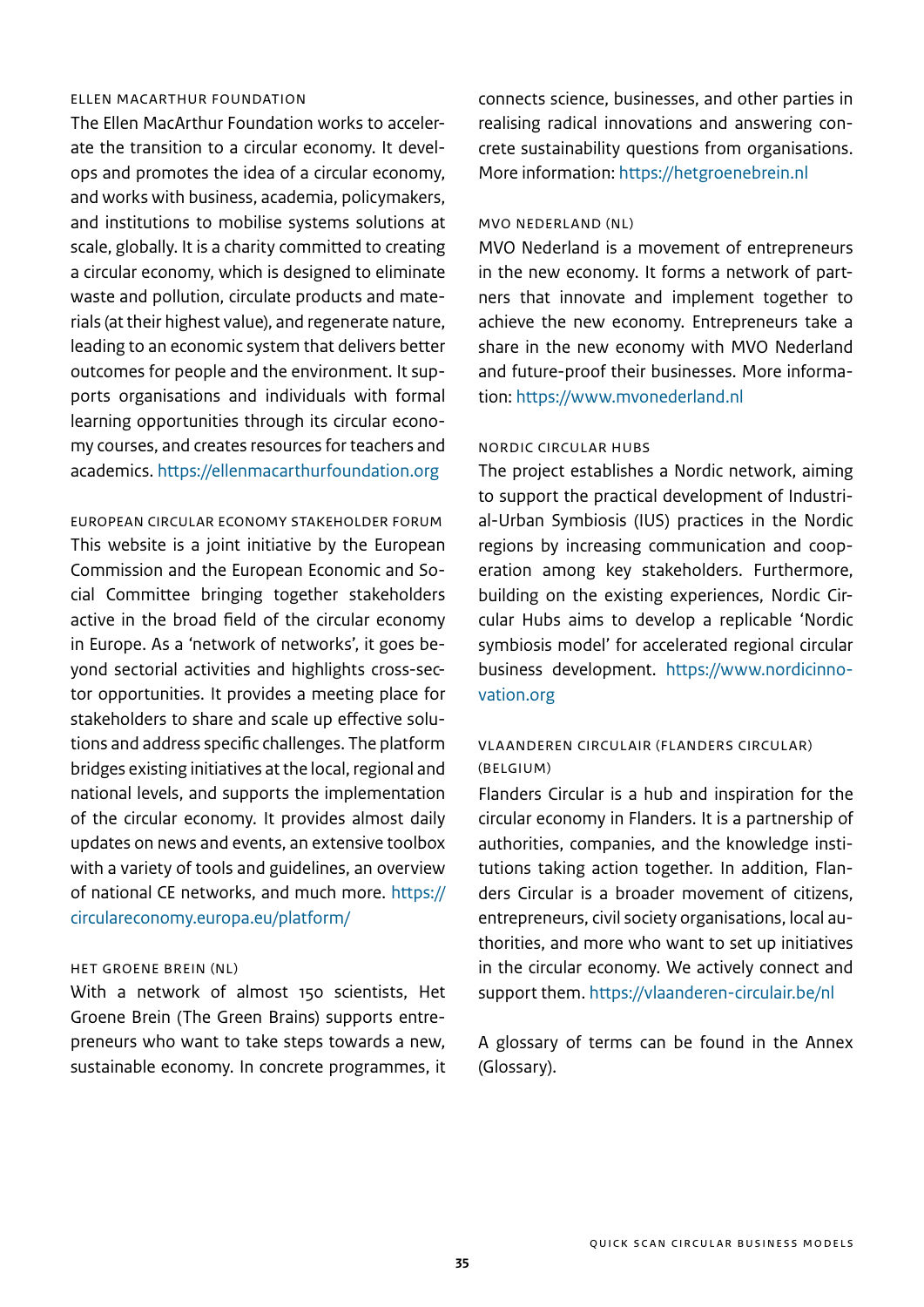#### ELLEN MACARTHUR FOUNDATION

The Ellen MacArthur Foundation works to accelerate the transition to a circular economy. It develops and promotes the idea of a circular economy, and works with business, academia, policymakers, and institutions to mobilise systems solutions at scale, globally. It is a charity committed to creating a circular economy, which is designed to eliminate waste and pollution, circulate products and materials (at their highest value), and regenerate nature, leading to an economic system that delivers better outcomes for people and the environment. It supports organisations and individuals with formal learning opportunities through its circular economy courses, and creates resources for teachers and academics. https://ellenmacarthurfoundation.org

#### EUROPEAN CIRCULAR ECONOMY STAKEHOLDER FORUM

This website is a joint initiative by the European Commission and the European Economic and Social Committee bringing together stakeholders active in the broad field of the circular economy in Europe. As a 'network of networks', it goes beyond sectorial activities and highlights cross-sector opportunities. It provides a meeting place for stakeholders to share and scale up effective solutions and address specific challenges. The platform bridges existing initiatives at the local, regional and national levels, and supports the implementation of the circular economy. It provides almost daily updates on news and events, an extensive toolbox with a variety of tools and guidelines, an overview of national CE networks, and much more. https://circulareconomy.europa.eu/platform/

#### HET GROENE BREIN (NL)

With a network of almost 150 scientists, Het Groene Brein (The Green Brains) supports entrepreneurs who want to take steps towards a new, sustainable economy. In concrete programmes, it connects science, businesses, and other parties in realising radical innovations and answering concrete sustainability questions from organisations. More information: https://hetgroenebrein.nl

#### MVO NEDERLAND (NL)

MVO Nederland is a movement of entrepreneurs in the new economy. It forms a network of partners that innovate and implement together to achieve the new economy. Entrepreneurs take a share in the new economy with MVO Nederland and future-proof their businesses. More information: https://www.mvonederland.nl

#### NORDIC CIRCULAR HUBS

The project establishes a Nordic network, aiming to support the practical development of Industrial-Urban Symbiosis (IUS) practices in the Nordic regions by increasing communication and cooperation among key stakeholders. Furthermore, building on the existing experiences, Nordic Circular Hubs aims to develop a replicable 'Nordic symbiosis model' for accelerated regional circular business development. https://www.nordicinnovation.org

#### VLAANDEREN CIRCULAIR (FLANDERS CIRCULAR) (BELGIUM)

Flanders Circular is a hub and inspiration for the circular economy in Flanders. It is a partnership of authorities, companies, and the knowledge institutions taking action together. In addition, Flanders Circular is a broader movement of citizens, entrepreneurs, civil society organisations, local authorities, and more who want to set up initiatives in the circular economy. We actively connect and support them. https://vlaanderen-circulair.be/nl

A glossary of terms can be found in the Annex (Glossary).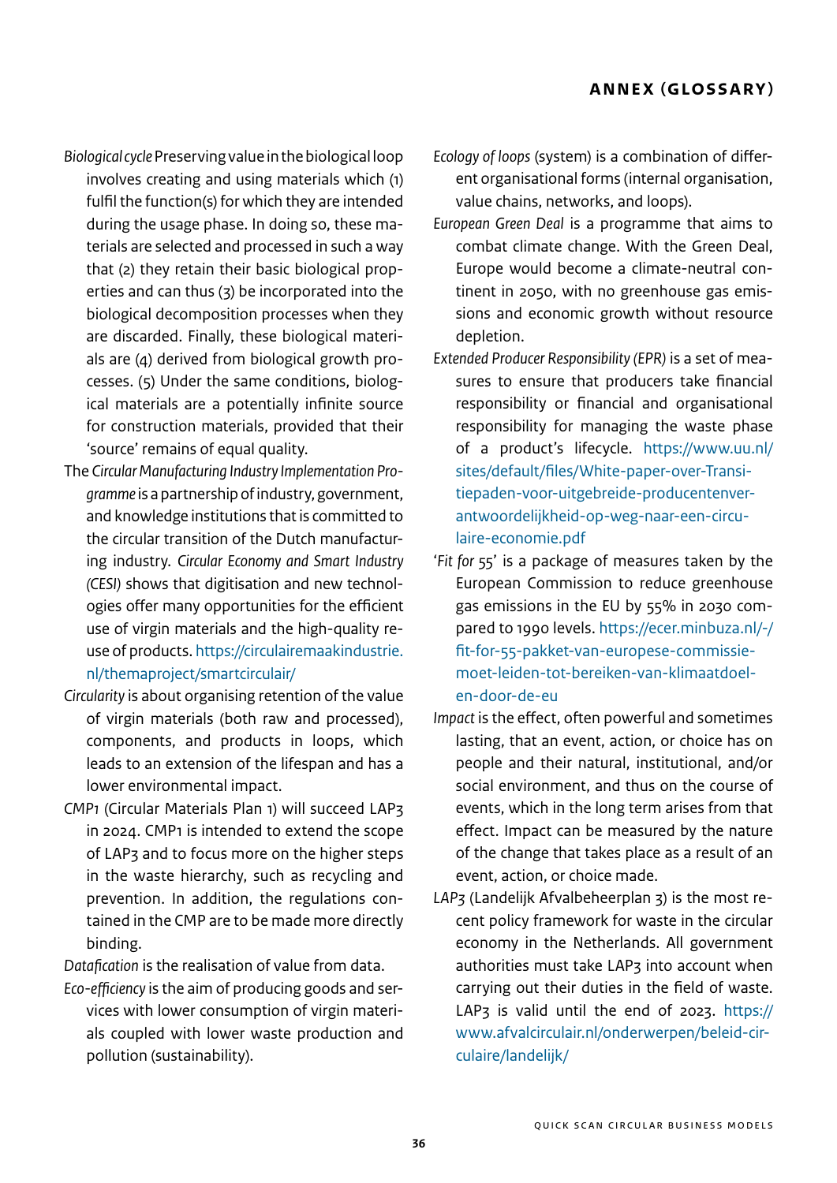# ANNEX (GLOSSARY)

*Biological cycle* Preserving value in the biological loop involves creating and using materials which (1) fulfil the function(s) for which they are intended during the usage phase. In doing so, these materials are selected and processed in such a way that (2) they retain their basic biological properties and can thus (3) be incorporated into the biological decomposition processes when they are discarded. Finally, these biological materials are (4) derived from biological growth processes. (5) Under the same conditions, biological materials are a potentially infinite source for construction materials, provided that their 'source' remains of equal quality.

The *Circular Manufacturing Industry Implementation Programme* is a partnership of industry, government, and knowledge institutions that is committed to the circular transition of the Dutch manufacturing industry. *Circular Economy and Smart Industry (CESI)* shows that digitisation and new technologies offer many opportunities for the efficient use of virgin materials and the high-quality reuse of products. https://circulairemaakindustrie.nl/themaproject/smartcirculair/

*Circularity* is about organising retention of the value of virgin materials (both raw and processed), components, and products in loops, which leads to an extension of the lifespan and has a lower environmental impact.

*CMP1* (Circular Materials Plan 1) will succeed LAP3 in 2024. CMP1 is intended to extend the scope of LAP3 and to focus more on the higher steps in the waste hierarchy, such as recycling and prevention. In addition, the regulations contained in the CMP are to be made more directly binding.

*Datafication* is the realisation of value from data.

*Eco-efficiency* is the aim of producing goods and services with lower consumption of virgin materials coupled with lower waste production and pollution (sustainability).

*Ecology of loops* (system) is a combination of different organisational forms (internal organisation, value chains, networks, and loops).

*European Green Deal* is a programme that aims to combat climate change. With the Green Deal, Europe would become a climate-neutral continent in 2050, with no greenhouse gas emissions and economic growth without resource depletion.

*Extended Producer Responsibility (EPR)* is a set of measures to ensure that producers take financial responsibility or financial and organisational responsibility for managing the waste phase of a product's lifecycle. https://www.uu.nl/sites/default/files/White-paper-over-Transitiepaden-voor-uitgebreide-producentenverantwoordelijkheid-op-weg-naar-een-circulaire-economie.pdf

'*Fit for 55*' is a package of measures taken by the European Commission to reduce greenhouse gas emissions in the EU by 55% in 2030 compared to 1990 levels. https://ecer.minbuza.nl/-/fit-for-55-pakket-van-europese-commissie-moet-leiden-tot-bereiken-van-klimaatdoelen-door-de-eu

*Impact* is the effect, often powerful and sometimes lasting, that an event, action, or choice has on people and their natural, institutional, and/or social environment, and thus on the course of events, which in the long term arises from that effect. Impact can be measured by the nature of the change that takes place as a result of an event, action, or choice made.

*LAP3* (Landelijk Afvalbeheerplan 3) is the most recent policy framework for waste in the circular economy in the Netherlands. All government authorities must take LAP3 into account when carrying out their duties in the field of waste. LAP3 is valid until the end of 2023. https://www.afvalcirculair.nl/onderwerpen/beleid-circulaire/landelijk/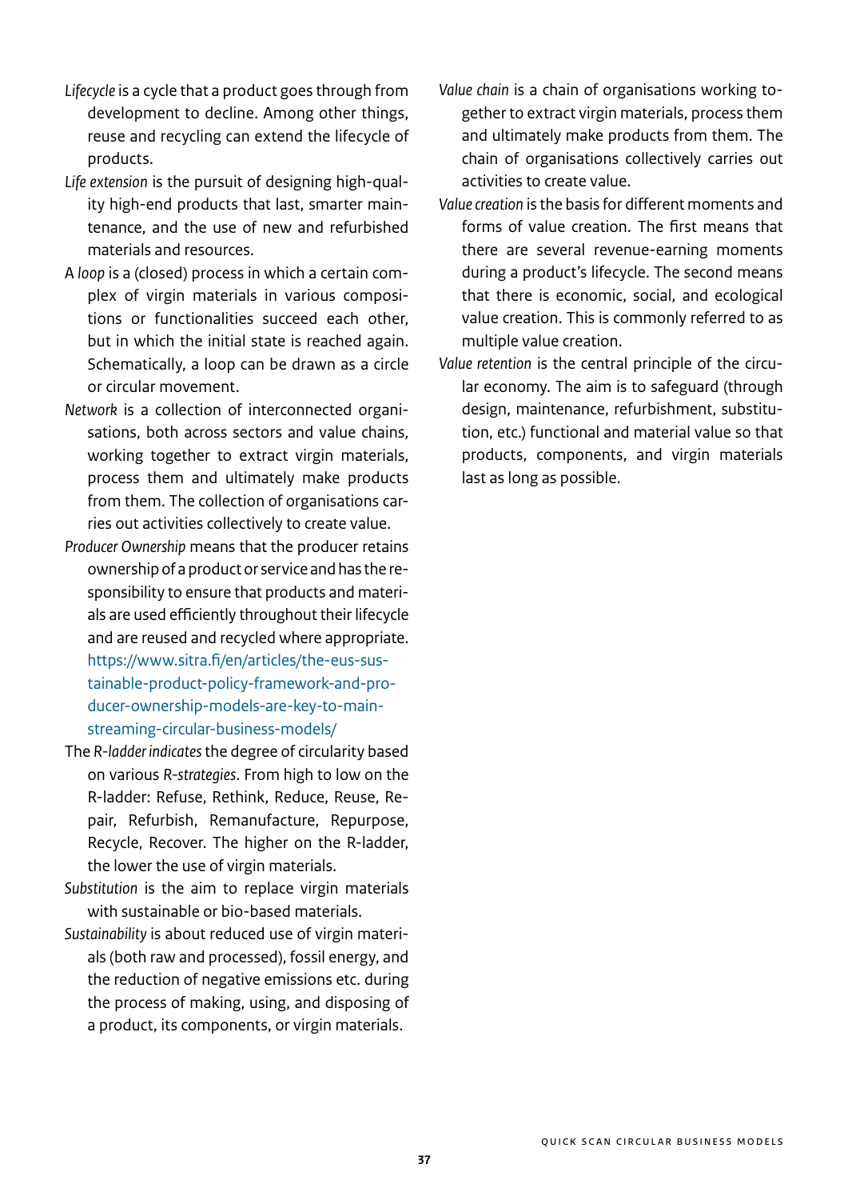*Lifecycle* is a cycle that a product goes through from development to decline. Among other things, reuse and recycling can extend the lifecycle of products.

*Life extension* is the pursuit of designing high-quality high-end products that last, smarter maintenance, and the use of new and refurbished materials and resources.

A *loop* is a (closed) process in which a certain complex of virgin materials in various compositions or functionalities succeed each other, but in which the initial state is reached again. Schematically, a loop can be drawn as a circle or circular movement.

*Network* is a collection of interconnected organisations, both across sectors and value chains, working together to extract virgin materials, process them and ultimately make products from them. The collection of organisations carries out activities collectively to create value.

*Producer Ownership* means that the producer retains ownership of a product or service and has the responsibility to ensure that products and materials are used efficiently throughout their lifecycle and are reused and recycled where appropriate. https://www.sitra.fi/en/articles/the-eus-sustainable-product-policy-framework-and-producer-ownership-models-are-key-to-mainstreaming-circular-business-models/

The *R-ladder indicates* the degree of circularity based on various *R-strategies*. From high to low on the R-ladder: Refuse, Rethink, Reduce, Reuse, Repair, Refurbish, Remanufacture, Repurpose, Recycle, Recover. The higher on the R-ladder, the lower the use of virgin materials.

*Substitution* is the aim to replace virgin materials with sustainable or bio-based materials.

*Sustainability* is about reduced use of virgin materials (both raw and processed), fossil energy, and the reduction of negative emissions etc. during the process of making, using, and disposing of a product, its components, or virgin materials.

*Value chain* is a chain of organisations working together to extract virgin materials, process them and ultimately make products from them. The chain of organisations collectively carries out activities to create value.

*Value creation* is the basis for different moments and forms of value creation. The first means that there are several revenue-earning moments during a product's lifecycle. The second means that there is economic, social, and ecological value creation. This is commonly referred to as multiple value creation.

*Value retention* is the central principle of the circular economy. The aim is to safeguard (through design, maintenance, refurbishment, substitution, etc.) functional and material value so that products, components, and virgin materials last as long as possible.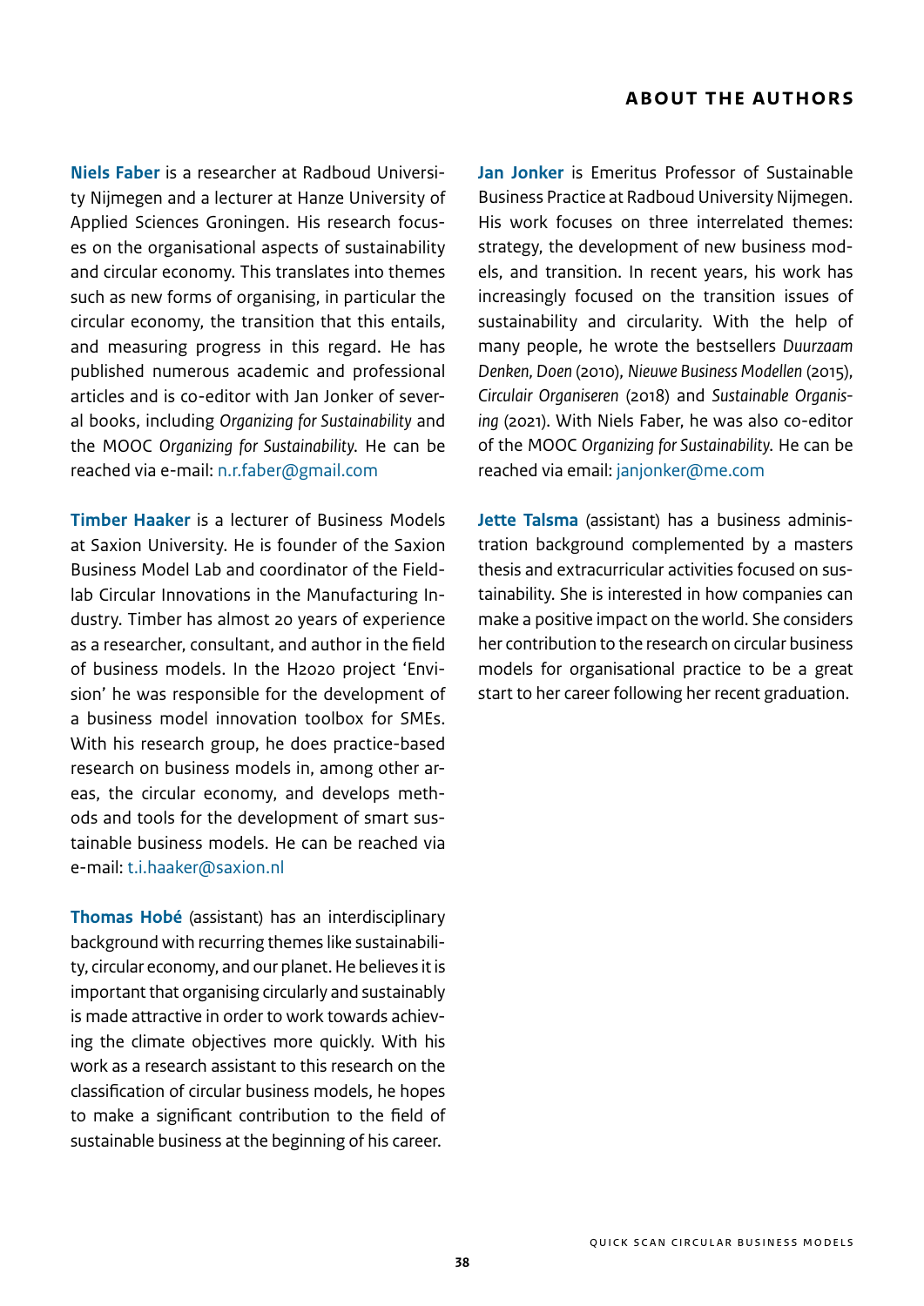# ABOUT THE AUTHORS

**Niels Faber** is a researcher at Radboud University Nijmegen and a lecturer at Hanze University of Applied Sciences Groningen. His research focuses on the organisational aspects of sustainability and circular economy. This translates into themes such as new forms of organising, in particular the circular economy, the transition that this entails, and measuring progress in this regard. He has published numerous academic and professional articles and is co-editor with Jan Jonker of several books, including *Organizing for Sustainability* and the MOOC *Organizing for Sustainability*. He can be reached via e-mail: n.r.faber@gmail.com

**Timber Haaker** is a lecturer of Business Models at Saxion University. He is founder of the Saxion Business Model Lab and coordinator of the Fieldlab Circular Innovations in the Manufacturing Industry. Timber has almost 20 years of experience as a researcher, consultant, and author in the field of business models. In the H2020 project 'Envision' he was responsible for the development of a business model innovation toolbox for SMEs. With his research group, he does practice-based research on business models in, among other areas, the circular economy, and develops methods and tools for the development of smart sustainable business models. He can be reached via e-mail: t.i.haaker@saxion.nl

**Thomas Hobé** (assistant) has an interdisciplinary background with recurring themes like sustainability, circular economy, and our planet. He believes it is important that organising circularly and sustainably is made attractive in order to work towards achieving the climate objectives more quickly. With his work as a research assistant to this research on the classification of circular business models, he hopes to make a significant contribution to the field of sustainable business at the beginning of his career.

**Jan Jonker** is Emeritus Professor of Sustainable Business Practice at Radboud University Nijmegen. His work focuses on three interrelated themes: strategy, the development of new business models, and transition. In recent years, his work has increasingly focused on the transition issues of sustainability and circularity. With the help of many people, he wrote the bestsellers *Duurzaam Denken, Doen* (2010), *Nieuwe Business Modellen* (2015), *Circulair Organiseren* (2018) and *Sustainable Organising* (2021). With Niels Faber, he was also co-editor of the MOOC *Organizing for Sustainability*. He can be reached via email: janjonker@me.com

**Jette Talsma** (assistant) has a business administration background complemented by a masters thesis and extracurricular activities focused on sustainability. She is interested in how companies can make a positive impact on the world. She considers her contribution to the research on circular business models for organisational practice to be a great start to her career following her recent graduation.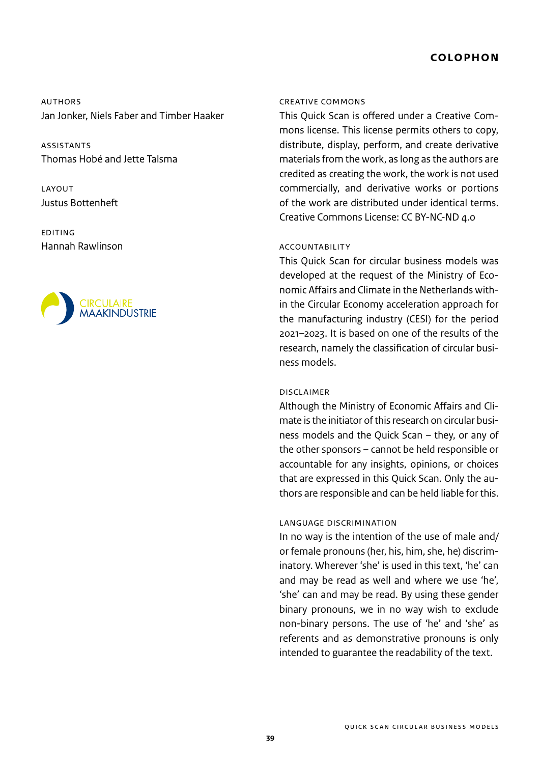# COLOPHON

AUTHORS
Jan Jonker, Niels Faber and Timber Haaker

ASSISTANTS
Thomas Hobé and Jette Talsma

LAYOUT
Justus Bottenheft

EDITING
Hannah Rawlinson

CIRCULAIRE
MAAKINDUSTRIE

CREATIVE COMMONS
This Quick Scan is offered under a Creative Commons license. This license permits others to copy, distribute, display, perform, and create derivative materials from the work, as long as the authors are credited as creating the work, the work is not used commercially, and derivative works or portions of the work are distributed under identical terms. Creative Commons License: CC BY-NC-ND 4.0

ACCOUNTABILITY
This Quick Scan for circular business models was developed at the request of the Ministry of Economic Affairs and Climate in the Netherlands within the Circular Economy acceleration approach for the manufacturing industry (CESI) for the period 2021–2023. It is based on one of the results of the research, namely the classification of circular business models.

DISCLAIMER
Although the Ministry of Economic Affairs and Climate is the initiator of this research on circular business models and the Quick Scan – they, or any of the other sponsors – cannot be held responsible or accountable for any insights, opinions, or choices that are expressed in this Quick Scan. Only the authors are responsible and can be held liable for this.

LANGUAGE DISCRIMINATION
In no way is the intention of the use of male and/or female pronouns (her, his, him, she, he) discriminatory. Wherever 'she' is used in this text, 'he' can and may be read as well and where we use 'he', 'she' can and may be read. By using these gender binary pronouns, we in no way wish to exclude non-binary persons. The use of 'he' and 'she' as referents and as demonstrative pronouns is only intended to guarantee the readability of the text.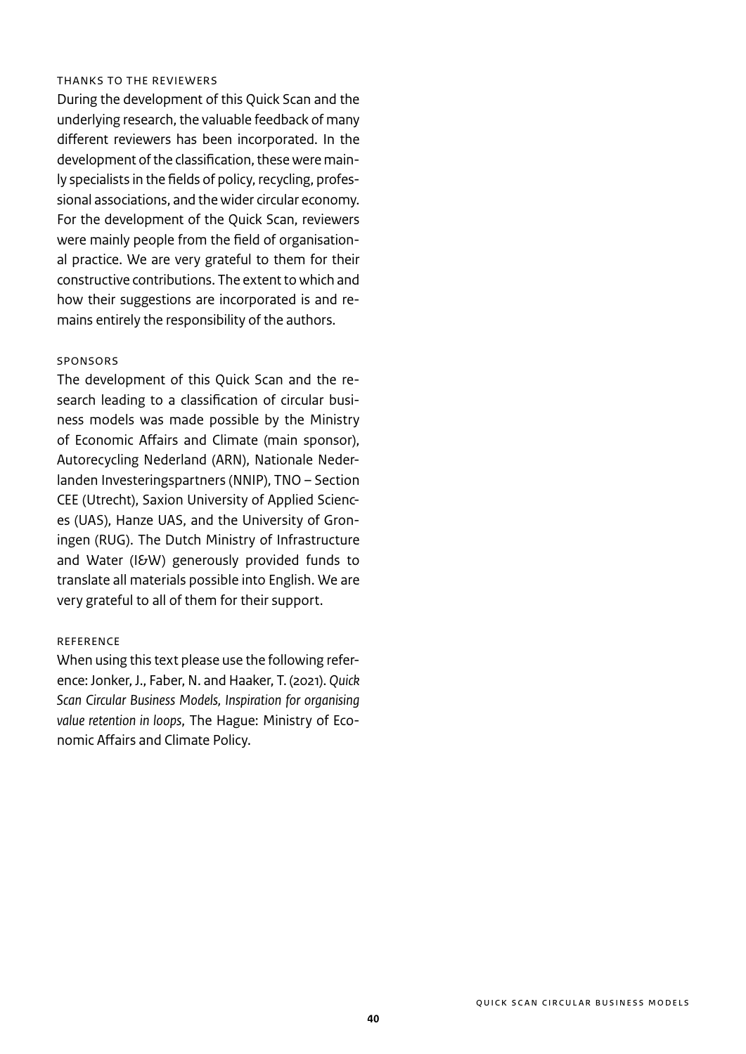### THANKS TO THE REVIEWERS

During the development of this Quick Scan and the underlying research, the valuable feedback of many different reviewers has been incorporated. In the development of the classification, these were mainly specialists in the fields of policy, recycling, professional associations, and the wider circular economy. For the development of the Quick Scan, reviewers were mainly people from the field of organisational practice. We are very grateful to them for their constructive contributions. The extent to which and how their suggestions are incorporated is and remains entirely the responsibility of the authors.

### SPONSORS

The development of this Quick Scan and the research leading to a classification of circular business models was made possible by the Ministry of Economic Affairs and Climate (main sponsor), Autorecycling Nederland (ARN), Nationale Nederlanden Investeringspartners (NNIP), TNO – Section CEE (Utrecht), Saxion University of Applied Sciences (UAS), Hanze UAS, and the University of Groningen (RUG). The Dutch Ministry of Infrastructure and Water (I&W) generously provided funds to translate all materials possible into English. We are very grateful to all of them for their support.

### REFERENCE

When using this text please use the following reference: Jonker, J., Faber, N. and Haaker, T. (2021). *Quick Scan Circular Business Models, Inspiration for organising value retention in loops*, The Hague: Ministry of Economic Affairs and Climate Policy.